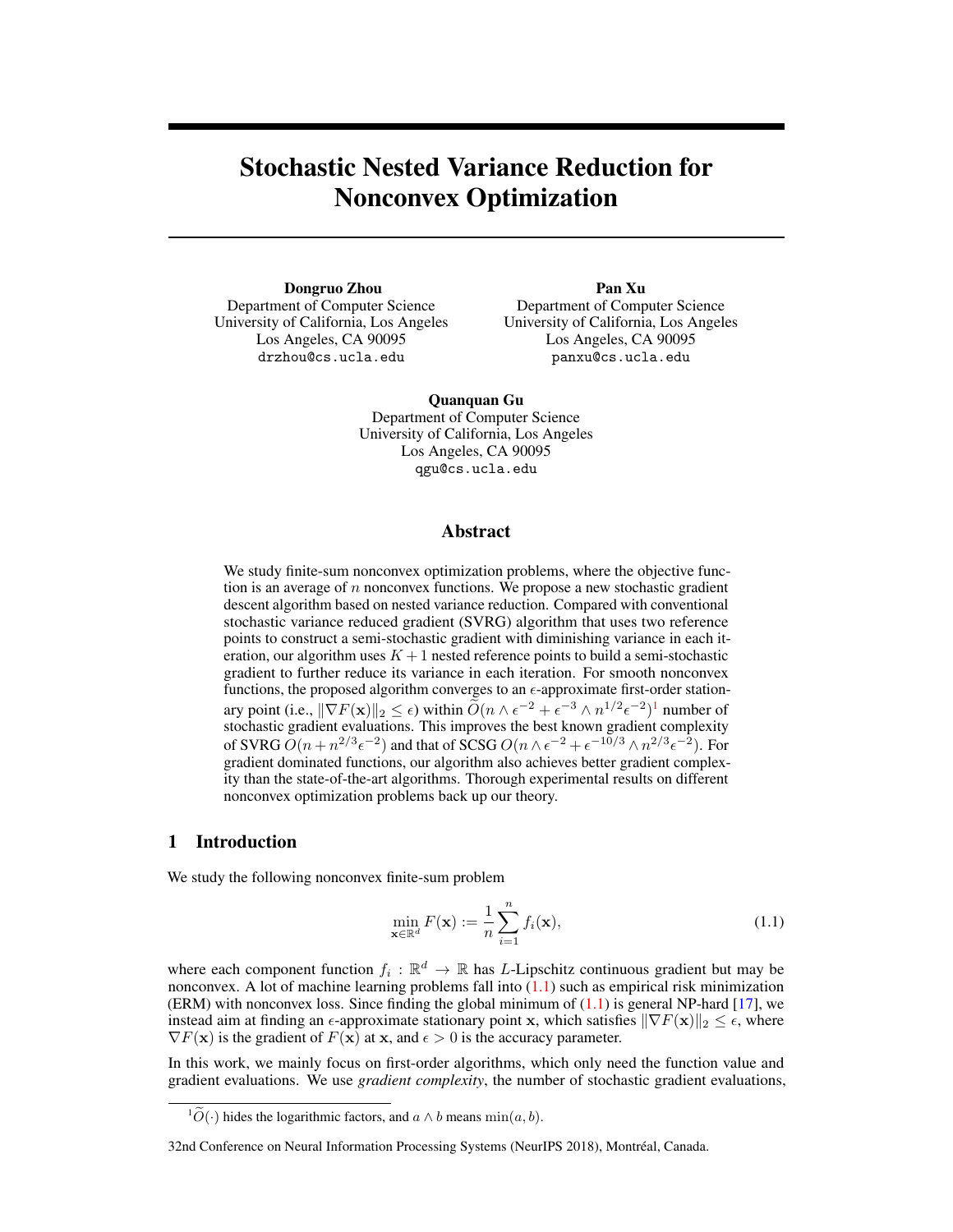# Stochastic Nested Variance Reduction for Nonconvex Optimization

**Dongruo Zhou**
Department of Computer Science
University of California, Los Angeles
Los Angeles, CA 90095
drzhou@cs.ucla.edu

**Pan Xu**
Department of Computer Science
University of California, Los Angeles
Los Angeles, CA 90095
panxu@cs.ucla.edu

**Quanquan Gu**
Department of Computer Science
University of California, Los Angeles
Los Angeles, CA 90095
qgu@cs.ucla.edu

## Abstract

We study finite-sum nonconvex optimization problems, where the objective function is an average of $n$ nonconvex functions. We propose a new stochastic gradient descent algorithm based on nested variance reduction. Compared with conventional stochastic variance reduced gradient (SVRG) algorithm that uses two reference points to construct a semi-stochastic gradient with diminishing variance in each iteration, our algorithm uses $K+1$ nested reference points to build a semi-stochastic gradient to further reduce its variance in each iteration. For smooth nonconvex functions, the proposed algorithm converges to an $\epsilon$-approximate first-order stationary point (i.e., $\|\nabla F(\mathbf{x})\|_2 \leq \epsilon$) within $\widetilde{O}(n \wedge \epsilon^{-2} + \epsilon^{-3} \wedge n^{1/2}\epsilon^{-2})$[1] number of stochastic gradient evaluations. This improves the best known gradient complexity of SVRG $O(n + n^{2/3}\epsilon^{-2})$ and that of SCSG $O(n \wedge \epsilon^{-2} + \epsilon^{-10/3} \wedge n^{2/3}\epsilon^{-2})$. For gradient dominated functions, our algorithm also achieves better gradient complexity than the state-of-the-art algorithms. Thorough experimental results on different nonconvex optimization problems back up our theory.

## 1 Introduction

We study the following nonconvex finite-sum problem

$$\min_{\mathbf{x} \in \mathbb{R}^d} F(\mathbf{x}) := \frac{1}{n} \sum_{i=1}^{n} f_i(\mathbf{x}), \tag{1.1}$$

where each component function $f_i : \mathbb{R}^d \rightarrow \mathbb{R}$ has $L$-Lipschitz continuous gradient but may be nonconvex. A lot of machine learning problems fall into (1.1) such as empirical risk minimization (ERM) with nonconvex loss. Since finding the global minimum of (1.1) is general NP-hard [17], we instead aim at finding an $\epsilon$-approximate stationary point $\mathbf{x}$, which satisfies $\|\nabla F(\mathbf{x})\|_2 \leq \epsilon$, where $\nabla F(\mathbf{x})$ is the gradient of $F(\mathbf{x})$ at $\mathbf{x}$, and $\epsilon > 0$ is the accuracy parameter.

In this work, we mainly focus on first-order algorithms, which only need the function value and gradient evaluations. We use *gradient complexity*, the number of stochastic gradient evaluations,

[1] $\widetilde{O}(\cdot)$ hides the logarithmic factors, and $a \wedge b$ means $\min(a, b)$.

32nd Conference on Neural Information Processing Systems (NeurIPS 2018), Montréal, Canada.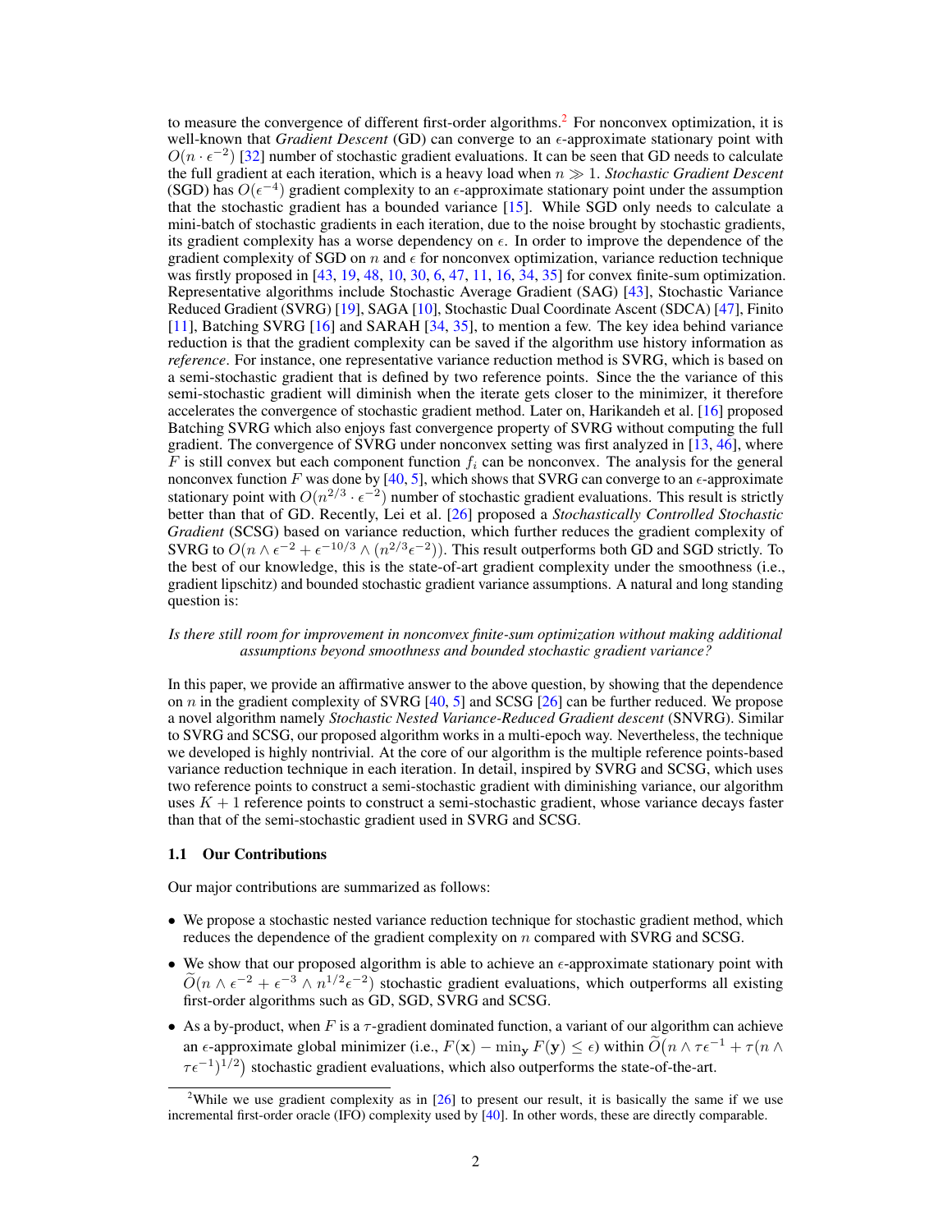to measure the convergence of different first-order algorithms.[2] For nonconvex optimization, it is well-known that *Gradient Descent* (GD) can converge to an $\epsilon$-approximate stationary point with $O(n \cdot \epsilon^{-2})$ [32] number of stochastic gradient evaluations. It can be seen that GD needs to calculate the full gradient at each iteration, which is a heavy load when $n \gg 1$. *Stochastic Gradient Descent* (SGD) has $O(\epsilon^{-4})$ gradient complexity to an $\epsilon$-approximate stationary point under the assumption that the stochastic gradient has a bounded variance [15]. While SGD only needs to calculate a mini-batch of stochastic gradients in each iteration, due to the noise brought by stochastic gradients, its gradient complexity has a worse dependency on $\epsilon$. In order to improve the dependence of the gradient complexity of SGD on $n$ and $\epsilon$ for nonconvex optimization, variance reduction technique was firstly proposed in [43, 19, 48, 10, 30, 6, 47, 11, 16, 34, 35] for convex finite-sum optimization. Representative algorithms include Stochastic Average Gradient (SAG) [43], Stochastic Variance Reduced Gradient (SVRG) [19], SAGA [10], Stochastic Dual Coordinate Ascent (SDCA) [47], Finito [11], Batching SVRG [16] and SARAH [34, 35], to mention a few. The key idea behind variance reduction is that the gradient complexity can be saved if the algorithm use history information as *reference*. For instance, one representative variance reduction method is SVRG, which is based on a semi-stochastic gradient that is defined by two reference points. Since the the variance of this semi-stochastic gradient will diminish when the iterate gets closer to the minimizer, it therefore accelerates the convergence of stochastic gradient method. Later on, Harikandeh et al. [16] proposed Batching SVRG which also enjoys fast convergence property of SVRG without computing the full gradient. The convergence of SVRG under nonconvex setting was first analyzed in [13, 46], where $F$ is still convex but each component function $f_i$ can be nonconvex. The analysis for the general nonconvex function $F$ was done by [40, 5], which shows that SVRG can converge to an $\epsilon$-approximate stationary point with $O(n^{2/3} \cdot \epsilon^{-2})$ number of stochastic gradient evaluations. This result is strictly better than that of GD. Recently, Lei et al. [26] proposed a *Stochastically Controlled Stochastic Gradient* (SCSG) based on variance reduction, which further reduces the gradient complexity of SVRG to $O(n \wedge \epsilon^{-2} + \epsilon^{-10/3} \wedge (n^{2/3}\epsilon^{-2}))$. This result outperforms both GD and SGD strictly. To the best of our knowledge, this is the state-of-art gradient complexity under the smoothness (i.e., gradient lipschitz) and bounded stochastic gradient variance assumptions. A natural and long standing question is:

*Is there still room for improvement in nonconvex finite-sum optimization without making additional assumptions beyond smoothness and bounded stochastic gradient variance?*

In this paper, we provide an affirmative answer to the above question, by showing that the dependence on $n$ in the gradient complexity of SVRG [40, 5] and SCSG [26] can be further reduced. We propose a novel algorithm namely *Stochastic Nested Variance-Reduced Gradient descent* (SNVRG). Similar to SVRG and SCSG, our proposed algorithm works in a multi-epoch way. Nevertheless, the technique we developed is highly nontrivial. At the core of our algorithm is the multiple reference points-based variance reduction technique in each iteration. In detail, inspired by SVRG and SCSG, which uses two reference points to construct a semi-stochastic gradient with diminishing variance, our algorithm uses $K+1$ reference points to construct a semi-stochastic gradient, whose variance decays faster than that of the semi-stochastic gradient used in SVRG and SCSG.

### 1.1 Our Contributions

Our major contributions are summarized as follows:

- We propose a stochastic nested variance reduction technique for stochastic gradient method, which reduces the dependence of the gradient complexity on $n$ compared with SVRG and SCSG.
- We show that our proposed algorithm is able to achieve an $\epsilon$-approximate stationary point with $\widetilde{O}(n \wedge \epsilon^{-2} + \epsilon^{-3} \wedge n^{1/2}\epsilon^{-2})$ stochastic gradient evaluations, which outperforms all existing first-order algorithms such as GD, SGD, SVRG and SCSG.
- As a by-product, when $F$ is a $\tau$-gradient dominated function, a variant of our algorithm can achieve an $\epsilon$-approximate global minimizer (i.e., $F(\mathbf{x}) - \min_{\mathbf{y}} F(\mathbf{y}) \leq \epsilon$) within $\widetilde{O}\big(n \wedge \tau\epsilon^{-1} + \tau(n \wedge \tau\epsilon^{-1})^{1/2}\big)$ stochastic gradient evaluations, which also outperforms the state-of-the-art.

[2] While we use gradient complexity as in [26] to present our result, it is basically the same if we use incremental first-order oracle (IFO) complexity used by [40]. In other words, these are directly comparable.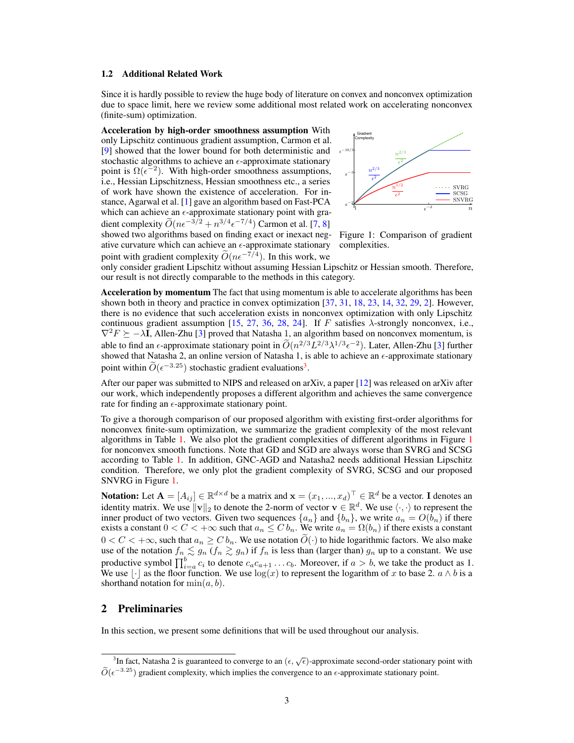### 1.2 Additional Related Work

Since it is hardly possible to review the huge body of literature on convex and nonconvex optimization due to space limit, here we review some additional most related work on accelerating nonconvex (finite-sum) optimization.

**Acceleration by high-order smoothness assumption** With only Lipschitz continuous gradient assumption, Carmon et al. [9] showed that the lower bound for both deterministic and stochastic algorithms to achieve an $\epsilon$-approximate stationary point is $\Omega(\epsilon^{-2})$. With high-order smoothness assumptions, i.e., Hessian Lipschitzness, Hessian smoothness etc., a series of work have shown the existence of acceleration. For instance, Agarwal et al. [1] gave an algorithm based on Fast-PCA which can achieve an $\epsilon$-approximate stationary point with gradient complexity $\widetilde{O}(n\epsilon^{-3/2} + n^{3/4}\epsilon^{-7/4})$ Carmon et al. [7, 8] showed two algorithms based on finding exact or inexact negative curvature which can achieve an $\epsilon$-approximate stationary point with gradient complexity $\widetilde{O}(n\epsilon^{-7/4})$. In this work, we only consider gradient Lipschitz without assuming Hessian Lipschitz or Hessian smooth. Therefore, our result is not directly comparable to the methods in this category.

Figure 1: Comparison of gradient complexities.

**Acceleration by momentum** The fact that using momentum is able to accelerate algorithms has been shown both in theory and practice in convex optimization [37, 31, 18, 23, 14, 32, 29, 2]. However, there is no evidence that such acceleration exists in nonconvex optimization with only Lipschitz continuous gradient assumption [15, 27, 36, 28, 24]. If $F$ satisfies $\lambda$-strongly nonconvex, i.e., $\nabla^2 F \succeq -\lambda\mathbf{I}$, Allen-Zhu [3] proved that Natasha 1, an algorithm based on nonconvex momentum, is able to find an $\epsilon$-approximate stationary point in $\widetilde{O}(n^{2/3}L^{2/3}\lambda^{1/3}\epsilon^{-2})$. Later, Allen-Zhu [3] further showed that Natasha 2, an online version of Natasha 1, is able to achieve an $\epsilon$-approximate stationary point within $\widetilde{O}(\epsilon^{-3.25})$ stochastic gradient evaluations[3].

After our paper was submitted to NIPS and released on arXiv, a paper [12] was released on arXiv after our work, which independently proposes a different algorithm and achieves the same convergence rate for finding an $\epsilon$-approximate stationary point.

To give a thorough comparison of our proposed algorithm with existing first-order algorithms for nonconvex finite-sum optimization, we summarize the gradient complexity of the most relevant algorithms in Table 1. We also plot the gradient complexities of different algorithms in Figure 1 for nonconvex smooth functions. Note that GD and SGD are always worse than SVRG and SCSG according to Table 1. In addition, GNC-AGD and Natasha2 needs additional Hessian Lipschitz condition. Therefore, we only plot the gradient complexity of SVRG, SCSG and our proposed SNVRG in Figure 1.

**Notation:** Let $\mathbf{A} = [A_{ij}] \in \mathbb{R}^{d \times d}$ be a matrix and $\mathbf{x} = (x_1, ..., x_d)^\top \in \mathbb{R}^d$ be a vector. $\mathbf{I}$ denotes an identity matrix. We use $\|\mathbf{v}\|_2$ to denote the 2-norm of vector $\mathbf{v} \in \mathbb{R}^d$. We use $\langle \cdot, \cdot \rangle$ to represent the inner product of two vectors. Given two sequences $\{a_n\}$ and $\{b_n\}$, we write $a_n = O(b_n)$ if there exists a constant $0 < C < +\infty$ such that $a_n \leq C\, b_n$. We write $a_n = \Omega(b_n)$ if there exists a constant $0 < C < +\infty$, such that $a_n \geq C\, b_n$. We use notation $\widetilde{O}(\cdot)$ to hide logarithmic factors. We also make use of the notation $f_n \lesssim g_n$ ($f_n \gtrsim g_n$) if $f_n$ is less than (larger than) $g_n$ up to a constant. We use productive symbol $\prod_{i=a}^{b} c_i$ to denote $c_a c_{a+1} \dots c_b$. Moreover, if $a > b$, we take the product as 1. We use $\lfloor \cdot \rfloor$ as the floor function. We use $\log(x)$ to represent the logarithm of $x$ to base 2. $a \wedge b$ is a shorthand notation for $\min(a, b)$.

## 2 Preliminaries

In this section, we present some definitions that will be used throughout our analysis.

[3]In fact, Natasha 2 is guaranteed to converge to an $(\epsilon, \sqrt{\epsilon})$-approximate second-order stationary point with $\widetilde{O}(\epsilon^{-3.25})$ gradient complexity, which implies the convergence to an $\epsilon$-approximate stationary point.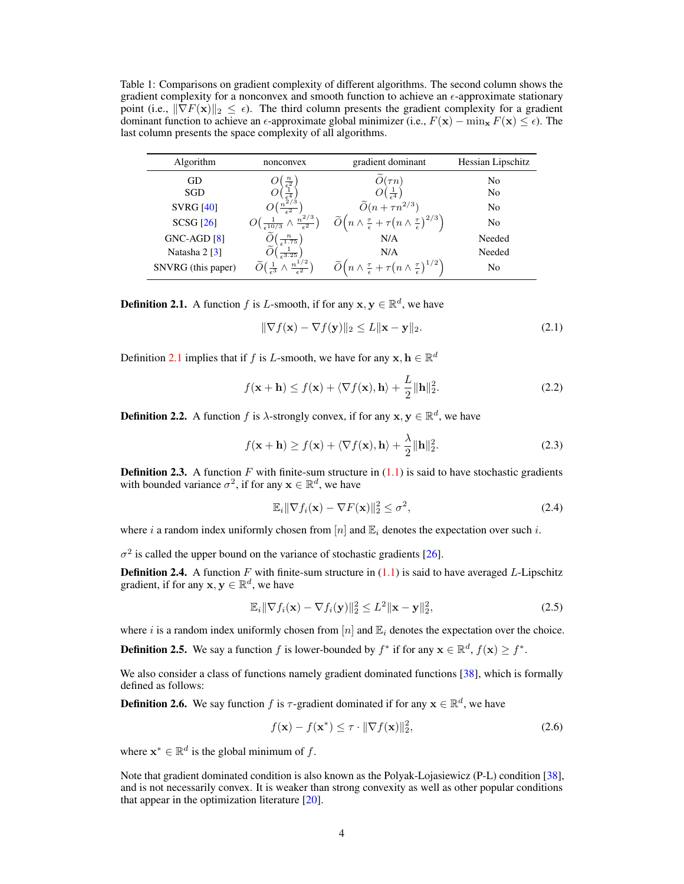Table 1: Comparisons on gradient complexity of different algorithms. The second column shows the gradient complexity for a nonconvex and smooth function to achieve an $\epsilon$-approximate stationary point (i.e., $\|\nabla F(\mathbf{x})\|_2 \leq \epsilon$). The third column presents the gradient complexity for a gradient dominant function to achieve an $\epsilon$-approximate global minimizer (i.e., $F(\mathbf{x}) - \min_{\mathbf{x}} F(\mathbf{x}) \leq \epsilon$). The last column presents the space complexity of all algorithms.

| Algorithm | nonconvex | gradient dominant | Hessian Lipschitz |
|---|---|---|---|
| GD | $O\big(\frac{n}{\epsilon^2}\big)$ | $\widetilde{O}(\tau n)$ | No |
| SGD | $O\big(\frac{1}{\epsilon^4}\big)$ | $O\big(\frac{1}{\epsilon^4}\big)$ | No |
| SVRG [40] | $O\big(\frac{n^{2/3}}{\epsilon^2}\big)$ | $\widetilde{O}(n + \tau n^{2/3})$ | No |
| SCSG [26] | $O\big(\frac{1}{\epsilon^{10/3}} \wedge \frac{n^{2/3}}{\epsilon^2}\big)$ | $\widetilde{O}\Big(n \wedge \frac{\tau}{\epsilon} + \tau\big(n \wedge \frac{\tau}{\epsilon}\big)^{2/3}\Big)$ | No |
| GNC-AGD [8] | $\widetilde{O}\big(\frac{n}{\epsilon^{1.75}}\big)$ | N/A | Needed |
| Natasha 2 [3] | $\widetilde{O}\big(\frac{1}{\epsilon^{3.25}}\big)$ | N/A | Needed |
| SNVRG (this paper) | $\widetilde{O}\big(\frac{1}{\epsilon^3} \wedge \frac{n^{1/2}}{\epsilon^2}\big)$ | $\widetilde{O}\Big(n \wedge \frac{\tau}{\epsilon} + \tau\big(n \wedge \frac{\tau}{\epsilon}\big)^{1/2}\Big)$ | No |

**Definition 2.1.** A function $f$ is $L$-smooth, if for any $\mathbf{x}, \mathbf{y} \in \mathbb{R}^d$, we have

$$\|\nabla f(\mathbf{x}) - \nabla f(\mathbf{y})\|_2 \leq L\|\mathbf{x} - \mathbf{y}\|_2. \tag{2.1}$$

Definition 2.1 implies that if $f$ is $L$-smooth, we have for any $\mathbf{x}, \mathbf{h} \in \mathbb{R}^d$

$$f(\mathbf{x} + \mathbf{h}) \leq f(\mathbf{x}) + \langle \nabla f(\mathbf{x}), \mathbf{h} \rangle + \frac{L}{2}\|\mathbf{h}\|_2^2. \tag{2.2}$$

**Definition 2.2.** A function $f$ is $\lambda$-strongly convex, if for any $\mathbf{x}, \mathbf{y} \in \mathbb{R}^d$, we have

$$f(\mathbf{x} + \mathbf{h}) \geq f(\mathbf{x}) + \langle \nabla f(\mathbf{x}), \mathbf{h} \rangle + \frac{\lambda}{2}\|\mathbf{h}\|_2^2. \tag{2.3}$$

**Definition 2.3.** A function $F$ with finite-sum structure in (1.1) is said to have stochastic gradients with bounded variance $\sigma^2$, if for any $\mathbf{x} \in \mathbb{R}^d$, we have

$$\mathbb{E}_i\|\nabla f_i(\mathbf{x}) - \nabla F(\mathbf{x})\|_2^2 \leq \sigma^2, \tag{2.4}$$

where $i$ a random index uniformly chosen from $[n]$ and $\mathbb{E}_i$ denotes the expectation over such $i$.

$\sigma^2$ is called the upper bound on the variance of stochastic gradients [26].

**Definition 2.4.** A function $F$ with finite-sum structure in (1.1) is said to have averaged $L$-Lipschitz gradient, if for any $\mathbf{x}, \mathbf{y} \in \mathbb{R}^d$, we have

$$\mathbb{E}_i\|\nabla f_i(\mathbf{x}) - \nabla f_i(\mathbf{y})\|_2^2 \leq L^2\|\mathbf{x} - \mathbf{y}\|_2^2, \tag{2.5}$$

where $i$ is a random index uniformly chosen from $[n]$ and $\mathbb{E}_i$ denotes the expectation over the choice.

**Definition 2.5.** We say a function $f$ is lower-bounded by $f^*$ if for any $\mathbf{x} \in \mathbb{R}^d$, $f(\mathbf{x}) \geq f^*$.

We also consider a class of functions namely gradient dominated functions [38], which is formally defined as follows:

**Definition 2.6.** We say function $f$ is $\tau$-gradient dominated if for any $\mathbf{x} \in \mathbb{R}^d$, we have

$$f(\mathbf{x}) - f(\mathbf{x}^*) \leq \tau \cdot \|\nabla f(\mathbf{x})\|_2^2, \tag{2.6}$$

where $\mathbf{x}^* \in \mathbb{R}^d$ is the global minimum of $f$.

Note that gradient dominated condition is also known as the Polyak-Lojasiewicz (P-L) condition [38], and is not necessarily convex. It is weaker than strong convexity as well as other popular conditions that appear in the optimization literature [20].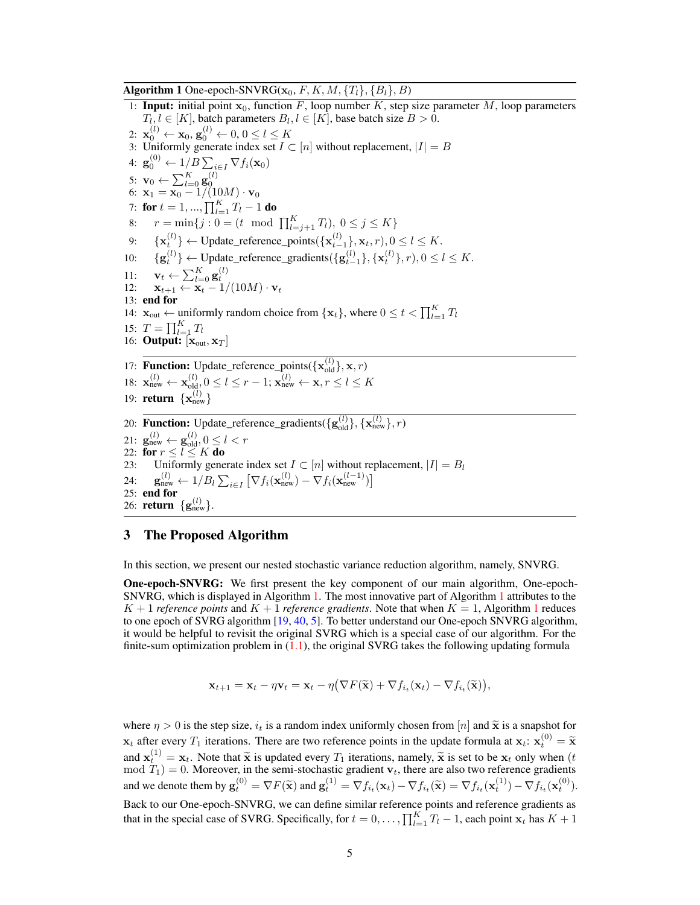**Algorithm 1** One-epoch-SNVRG($\mathbf{x}_0, F, K, M, \{T_l\}, \{B_l\}, B$)

```
1:  Input: initial point x_0, function F, loop number K, step size parameter M, loop parameters
    T_l, l ∈ [K], batch parameters B_l, l ∈ [K], base batch size B > 0.
2:  x_0^(l) ← x_0, g_0^(l) ← 0, 0 ≤ l ≤ K
3:  Uniformly generate index set I ⊂ [n] without replacement, |I| = B
4:  g_0^(0) ← 1/B Σ_{i∈I} ∇f_i(x_0)
5:  v_0 ← Σ_{l=0}^K g_0^(l)
6:  x_1 = x_0 − 1/(10M) · v_0
7:  for t = 1, ..., Π_{l=1}^K T_l − 1 do
8:      r = min{j : 0 = (t mod Π_{l=j+1}^K T_l), 0 ≤ j ≤ K}
9:      {x_t^(l)} ← Update_reference_points({x_{t−1}^(l)}, x_t, r), 0 ≤ l ≤ K.
10:     {g_t^(l)} ← Update_reference_gradients({g_{t−1}^(l)}, {x_t^(l)}, r), 0 ≤ l ≤ K.
11:     v_t ← Σ_{l=0}^K g_t^(l)
12:     x_{t+1} ← x_t − 1/(10M) · v_t
13: end for
14: x_out ← uniformly random choice from {x_t}, where 0 ≤ t < Π_{l=1}^K T_l
15: T = Π_{l=1}^K T_l
16: Output: [x_out, x_T]

17: Function: Update_reference_points({x_old^(l)}, x, r)
18: x_new^(l) ← x_old^(l), 0 ≤ l ≤ r − 1; x_new^(l) ← x, r ≤ l ≤ K
19: return {x_new^(l)}

20: Function: Update_reference_gradients({g_old^(l)}, {x_new^(l)}, r)
21: g_new^(l) ← g_old^(l), 0 ≤ l < r
22: for r ≤ l ≤ K do
23:     Uniformly generate index set I ⊂ [n] without replacement, |I| = B_l
24:     g_new^(l) ← 1/B_l Σ_{i∈I} [∇f_i(x_new^(l)) − ∇f_i(x_new^(l−1))]
25: end for
26: return {g_new^(l)}.
```

## 3 The Proposed Algorithm

In this section, we present our nested stochastic variance reduction algorithm, namely, SNVRG.

**One-epoch-SNVRG:** We first present the key component of our main algorithm, One-epoch-SNVRG, which is displayed in Algorithm 1. The most innovative part of Algorithm 1 attributes to the $K + 1$ *reference points* and $K + 1$ *reference gradients*. Note that when $K = 1$, Algorithm 1 reduces to one epoch of SVRG algorithm [19, 40, 5]. To better understand our One-epoch SNVRG algorithm, it would be helpful to revisit the original SVRG which is a special case of our algorithm. For the finite-sum optimization problem in (1.1), the original SVRG takes the following updating formula

$$\mathbf{x}_{t+1} = \mathbf{x}_t - \eta \mathbf{v}_t = \mathbf{x}_t - \eta\big(\nabla F(\widetilde{\mathbf{x}}) + \nabla f_{i_t}(\mathbf{x}_t) - \nabla f_{i_t}(\widetilde{\mathbf{x}})\big),$$

where $\eta > 0$ is the step size, $i_t$ is a random index uniformly chosen from $[n]$ and $\widetilde{\mathbf{x}}$ is a snapshot for $\mathbf{x}_t$ after every $T_1$ iterations. There are two reference points in the update formula at $\mathbf{x}_t$: $\mathbf{x}_t^{(0)} = \widetilde{\mathbf{x}}$ and $\mathbf{x}_t^{(1)} = \mathbf{x}_t$. Note that $\widetilde{\mathbf{x}}$ is updated every $T_1$ iterations, namely, $\widetilde{\mathbf{x}}$ is set to be $\mathbf{x}_t$ only when $(t \mod T_1) = 0$. Moreover, in the semi-stochastic gradient $\mathbf{v}_t$, there are also two reference gradients and we denote them by $\mathbf{g}_t^{(0)} = \nabla F(\widetilde{\mathbf{x}})$ and $\mathbf{g}_t^{(1)} = \nabla f_{i_t}(\mathbf{x}_t) - \nabla f_{i_t}(\widetilde{\mathbf{x}}) = \nabla f_{i_t}(\mathbf{x}_t^{(1)}) - \nabla f_{i_t}(\mathbf{x}_t^{(0)})$.

Back to our One-epoch-SNVRG, we can define similar reference points and reference gradients as that in the special case of SVRG. Specifically, for $t = 0, \ldots, \prod_{l=1}^K T_l - 1$, each point $\mathbf{x}_t$ has $K + 1$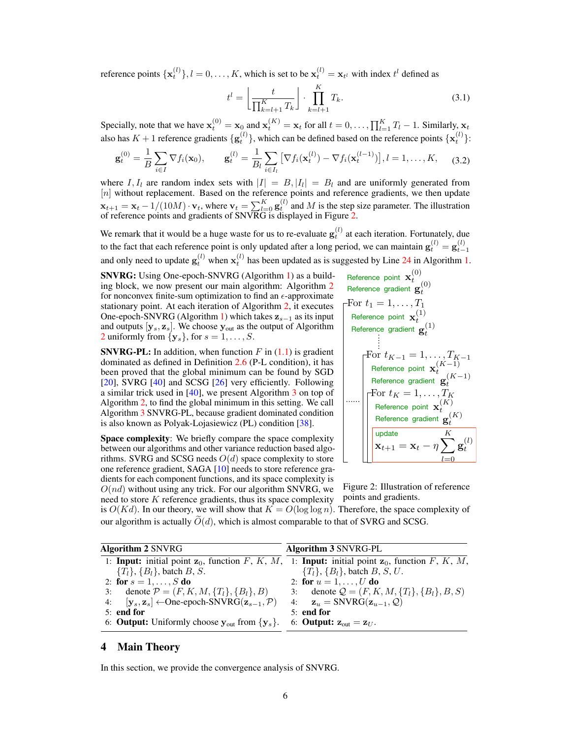reference points $\{\mathbf{x}_t^{(l)}\}, l = 0, \ldots, K$, which is set to be $\mathbf{x}_t^{(l)} = \mathbf{x}_{t^l}$ with index $t^l$ defined as

$$t^l = \left\lfloor \frac{t}{\prod_{k=l+1}^{K} T_k} \right\rfloor \cdot \prod_{k=l+1}^{K} T_k. \tag{3.1}$$

Specially, note that we have $\mathbf{x}_t^{(0)} = \mathbf{x}_0$ and $\mathbf{x}_t^{(K)} = \mathbf{x}_t$ for all $t = 0, \ldots, \prod_{l=1}^{K} T_l - 1$. Similarly, $\mathbf{x}_t$ also has $K+1$ reference gradients $\{\mathbf{g}_t^{(l)}\}$, which can be defined based on the reference points $\{\mathbf{x}_t^{(l)}\}$:

$$\mathbf{g}_t^{(0)} = \frac{1}{B}\sum_{i \in I} \nabla f_i(\mathbf{x}_0), \qquad \mathbf{g}_t^{(l)} = \frac{1}{B_l}\sum_{i \in I_l}\big[\nabla f_i(\mathbf{x}_t^{(l)}) - \nabla f_i(\mathbf{x}_t^{(l-1)})\big], l = 1, \ldots, K, \tag{3.2}$$

where $I, I_l$ are random index sets with $|I| = B, |I_l| = B_l$ and are uniformly generated from $[n]$ without replacement. Based on the reference points and reference gradients, we then update $\mathbf{x}_{t+1} = \mathbf{x}_t - 1/(10M) \cdot \mathbf{v}_t$, where $\mathbf{v}_t = \sum_{l=0}^{K} \mathbf{g}_t^{(l)}$ and $M$ is the step size parameter. The illustration of reference points and gradients of SNVRG is displayed in Figure 2.

We remark that it would be a huge waste for us to re-evaluate $\mathbf{g}_t^{(l)}$ at each iteration. Fortunately, due to the fact that each reference point is only updated after a long period, we can maintain $\mathbf{g}_t^{(l)} = \mathbf{g}_{t-1}^{(l)}$ and only need to update $\mathbf{g}_t^{(l)}$ when $\mathbf{x}_t^{(l)}$ has been updated as is suggested by Line 24 in Algorithm 1.

**SNVRG:** Using One-epoch-SNVRG (Algorithm 1) as a building block, we now present our main algorithm: Algorithm 2 for nonconvex finite-sum optimization to find an $\epsilon$-approximate stationary point. At each iteration of Algorithm 2, it executes One-epoch-SNVRG (Algorithm 1) which takes $\mathbf{z}_{s-1}$ as its input and outputs $[\mathbf{y}_s, \mathbf{z}_s]$. We choose $\mathbf{y}_{\text{out}}$ as the output of Algorithm 2 uniformly from $\{\mathbf{y}_s\}$, for $s = 1, \ldots, S$.

**SNVRG-PL:** In addition, when function $F$ in (1.1) is gradient dominated as defined in Definition 2.6 (P-L condition), it has been proved that the global minimum can be found by SGD [20], SVRG [40] and SCSG [26] very efficiently. Following a similar trick used in [40], we present Algorithm 3 on top of Algorithm 2, to find the global minimum in this setting. We call Algorithm 3 SNVRG-PL, because gradient dominated condition is also known as Polyak-Lojasiewicz (PL) condition [38].

**Space complexity**: We briefly compare the space complexity between our algorithms and other variance reduction based algorithms. SVRG and SCSG needs $O(d)$ space complexity to store one reference gradient, SAGA [10] needs to store reference gradients for each component functions, and its space complexity is $O(nd)$ without using any trick. For our algorithm SNVRG, we need to store $K$ reference gradients, thus its space complexity is $O(Kd)$. In our theory, we will show that $K = O(\log \log n)$. Therefore, the space complexity of our algorithm is actually $\widetilde{O}(d)$, which is almost comparable to that of SVRG and SCSG.

Reference point $\mathbf{x}_t^{(0)}$
Reference gradient $\mathbf{g}_t^{(0)}$
For $t_1 = 1, \ldots, T_1$
Reference point $\mathbf{x}_t^{(1)}$
Reference gradient $\mathbf{g}_t^{(1)}$
⋮
For $t_{K-1} = 1, \ldots, T_{K-1}$
Reference point $\mathbf{x}_t^{(K-1)}$
Reference gradient $\mathbf{g}_t^{(K-1)}$
For $t_K = 1, \ldots, T_K$
Reference point $\mathbf{x}_t^{(K)}$
Reference gradient $\mathbf{g}_t^{(K)}$
update
$\mathbf{x}_{t+1} = \mathbf{x}_t - \eta \sum_{l=0}^{K} \mathbf{g}_t^{(l)}$

Figure 2: Illustration of reference points and gradients.

**Algorithm 2** SNVRG

1: **Input:** initial point $\mathbf{z}_0$, function $F$, $K$, $M$, $\{T_l\}$, $\{B_l\}$, batch $B$, $S$.
2: **for** $s = 1, \ldots, S$ **do**
3: &nbsp;&nbsp;&nbsp;denote $\mathcal{P} = (F, K, M, \{T_l\}, \{B_l\}, B)$
4: &nbsp;&nbsp;&nbsp;$[\mathbf{y}_s, \mathbf{z}_s] \leftarrow$One-epoch-SNVRG$(\mathbf{z}_{s-1}, \mathcal{P})$
5: **end for**
6: **Output:** Uniformly choose $\mathbf{y}_{\text{out}}$ from $\{\mathbf{y}_s\}$.

**Algorithm 3** SNVRG-PL

1: **Input:** initial point $\mathbf{z}_0$, function $F$, $K$, $M$, $\{T_l\}$, $\{B_l\}$, batch $B$, $S$, $U$.
2: **for** $u = 1, \ldots, U$ **do**
3: &nbsp;&nbsp;&nbsp;denote $\mathcal{Q} = (F, K, M, \{T_l\}, \{B_l\}, B, S)$
4: &nbsp;&nbsp;&nbsp;$\mathbf{z}_u = \text{SNVRG}(\mathbf{z}_{u-1}, \mathcal{Q})$
5: **end for**
6: **Output:** $\mathbf{z}_{\text{out}} = \mathbf{z}_U$.

## 4 Main Theory

In this section, we provide the convergence analysis of SNVRG.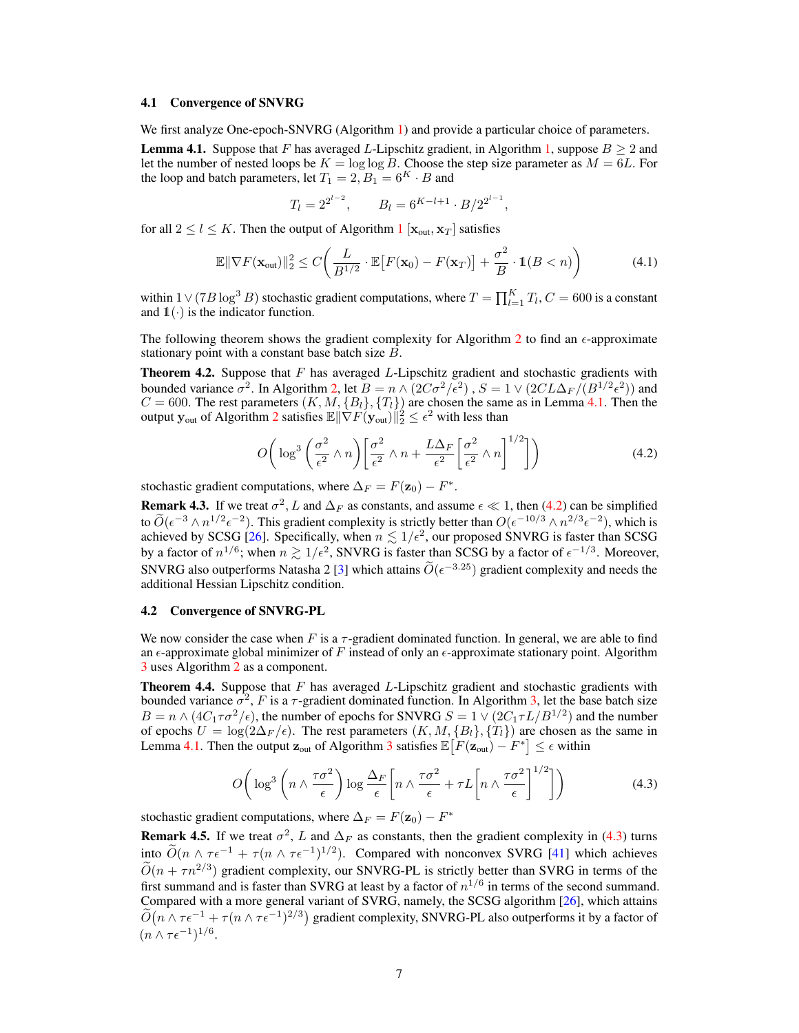### 4.1 Convergence of SNVRG

We first analyze One-epoch-SNVRG (Algorithm 1) and provide a particular choice of parameters.

**Lemma 4.1.** Suppose that $F$ has averaged $L$-Lipschitz gradient, in Algorithm 1, suppose $B \geq 2$ and let the number of nested loops be $K = \log\log B$. Choose the step size parameter as $M = 6L$. For the loop and batch parameters, let $T_1 = 2, B_1 = 6^K \cdot B$ and

$$T_l = 2^{2^{l-2}}, \qquad B_l = 6^{K-l+1} \cdot B/2^{2^{l-1}},$$

for all $2 \leq l \leq K$. Then the output of Algorithm 1 $[\mathbf{x}_{\text{out}}, \mathbf{x}_T]$ satisfies

$$\mathbb{E}\|\nabla F(\mathbf{x}_{\text{out}})\|_2^2 \leq C\bigg(\frac{L}{B^{1/2}} \cdot \mathbb{E}\big[F(\mathbf{x}_0) - F(\mathbf{x}_T)\big] + \frac{\sigma^2}{B} \cdot \mathbb{1}(B < n)\bigg) \tag{4.1}$$

within $1 \vee (7B\log^3 B)$ stochastic gradient computations, where $T = \prod_{l=1}^K T_l$, $C = 600$ is a constant and $\mathbb{1}(\cdot)$ is the indicator function.

The following theorem shows the gradient complexity for Algorithm 2 to find an $\epsilon$-approximate stationary point with a constant base batch size $B$.

**Theorem 4.2.** Suppose that $F$ has averaged $L$-Lipschitz gradient and stochastic gradients with bounded variance $\sigma^2$. In Algorithm 2, let $B = n \wedge (2C\sigma^2/\epsilon^2)$ , $S = 1 \vee (2CL\Delta_F/(B^{1/2}\epsilon^2))$ and $C = 600$. The rest parameters $(K, M, \{B_l\}, \{T_l\})$ are chosen the same as in Lemma 4.1. Then the output $\mathbf{y}_{\text{out}}$ of Algorithm 2 satisfies $\mathbb{E}\|\nabla F(\mathbf{y}_{\text{out}})\|_2^2 \leq \epsilon^2$ with less than

$$O\bigg(\log^3\bigg(\frac{\sigma^2}{\epsilon^2} \wedge n\bigg)\bigg[\frac{\sigma^2}{\epsilon^2} \wedge n + \frac{L\Delta_F}{\epsilon^2}\bigg[\frac{\sigma^2}{\epsilon^2} \wedge n\bigg]^{1/2}\bigg]\bigg) \tag{4.2}$$

stochastic gradient computations, where $\Delta_F = F(\mathbf{z}_0) - F^*$.

**Remark 4.3.** If we treat $\sigma^2, L$ and $\Delta_F$ as constants, and assume $\epsilon \ll 1$, then (4.2) can be simplified to $\widetilde{O}(\epsilon^{-3} \wedge n^{1/2}\epsilon^{-2})$. This gradient complexity is strictly better than $O(\epsilon^{-10/3} \wedge n^{2/3}\epsilon^{-2})$, which is achieved by SCSG [26]. Specifically, when $n \lesssim 1/\epsilon^2$, our proposed SNVRG is faster than SCSG by a factor of $n^{1/6}$; when $n \gtrsim 1/\epsilon^2$, SNVRG is faster than SCSG by a factor of $\epsilon^{-1/3}$. Moreover, SNVRG also outperforms Natasha 2 [3] which attains $\widetilde{O}(\epsilon^{-3.25})$ gradient complexity and needs the additional Hessian Lipschitz condition.

### 4.2 Convergence of SNVRG-PL

We now consider the case when $F$ is a $\tau$-gradient dominated function. In general, we are able to find an $\epsilon$-approximate global minimizer of $F$ instead of only an $\epsilon$-approximate stationary point. Algorithm 3 uses Algorithm 2 as a component.

**Theorem 4.4.** Suppose that $F$ has averaged $L$-Lipschitz gradient and stochastic gradients with bounded variance $\sigma^2$, $F$ is a $\tau$-gradient dominated function. In Algorithm 3, let the base batch size $B = n \wedge (4C_1\tau\sigma^2/\epsilon)$, the number of epochs for SNVRG $S = 1 \vee (2C_1\tau L/B^{1/2})$ and the number of epochs $U = \log(2\Delta_F/\epsilon)$. The rest parameters $(K, M, \{B_l\}, \{T_l\})$ are chosen as the same in Lemma 4.1. Then the output $\mathbf{z}_{\text{out}}$ of Algorithm 3 satisfies $\mathbb{E}\big[F(\mathbf{z}_{\text{out}}) - F^*\big] \leq \epsilon$ within

$$O\bigg(\log^3\bigg(n \wedge \frac{\tau\sigma^2}{\epsilon}\bigg)\log\frac{\Delta_F}{\epsilon}\bigg[n \wedge \frac{\tau\sigma^2}{\epsilon} + \tau L\bigg[n \wedge \frac{\tau\sigma^2}{\epsilon}\bigg]^{1/2}\bigg]\bigg) \tag{4.3}$$

stochastic gradient computations, where $\Delta_F = F(\mathbf{z}_0) - F^*$

**Remark 4.5.** If we treat $\sigma^2$, $L$ and $\Delta_F$ as constants, then the gradient complexity in (4.3) turns into $\widetilde{O}(n \wedge \tau\epsilon^{-1} + \tau(n \wedge \tau\epsilon^{-1})^{1/2})$. Compared with nonconvex SVRG [41] which achieves $\widetilde{O}(n + \tau n^{2/3})$ gradient complexity, our SNVRG-PL is strictly better than SVRG in terms of the first summand and is faster than SVRG at least by a factor of $n^{1/6}$ in terms of the second summand. Compared with a more general variant of SVRG, namely, the SCSG algorithm [26], which attains $\widetilde{O}\big(n \wedge \tau\epsilon^{-1} + \tau(n \wedge \tau\epsilon^{-1})^{2/3}\big)$ gradient complexity, SNVRG-PL also outperforms it by a factor of $(n \wedge \tau\epsilon^{-1})^{1/6}$.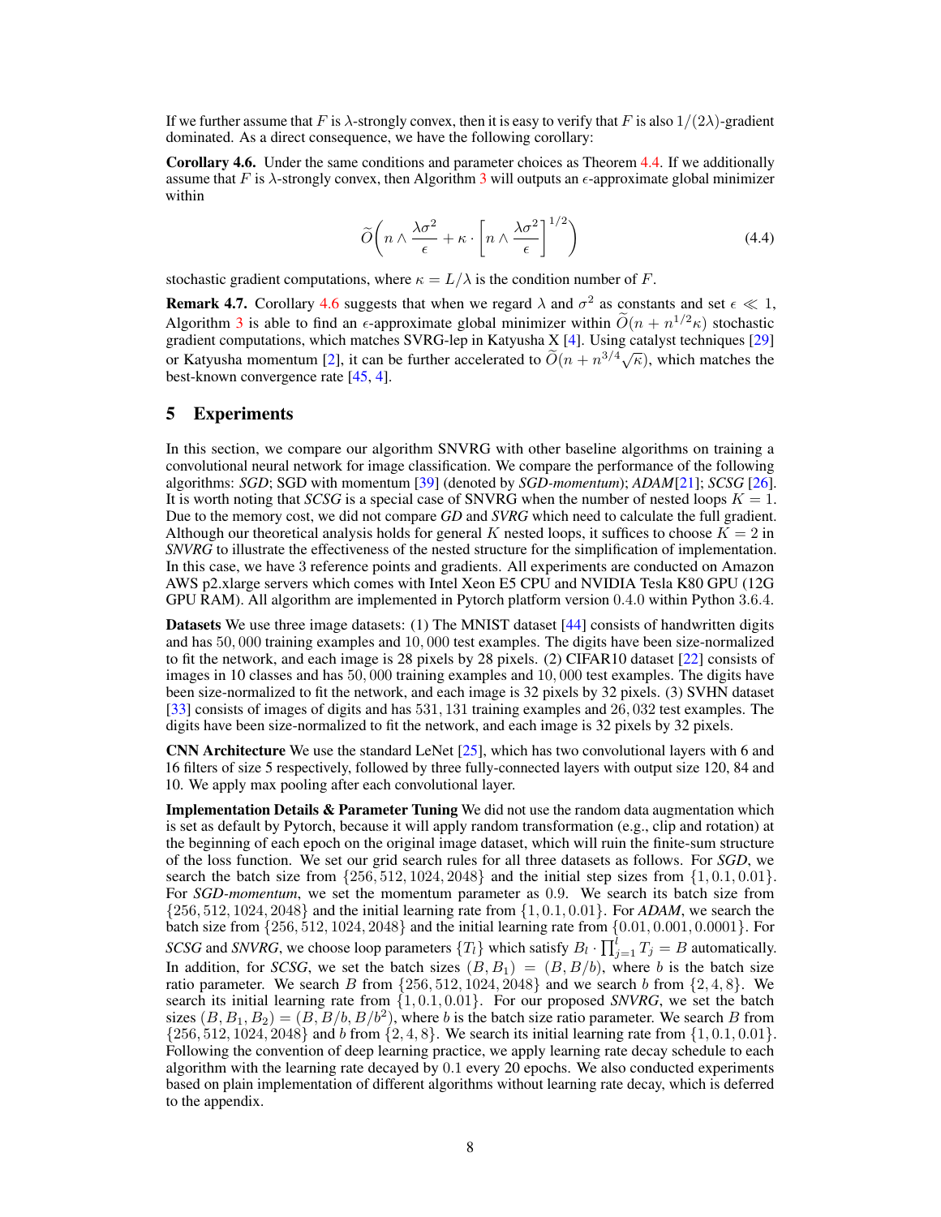If we further assume that $F$ is $\lambda$-strongly convex, then it is easy to verify that $F$ is also $1/(2\lambda)$-gradient dominated. As a direct consequence, we have the following corollary:

**Corollary 4.6.** Under the same conditions and parameter choices as Theorem 4.4. If we additionally assume that $F$ is $\lambda$-strongly convex, then Algorithm 3 will outputs an $\epsilon$-approximate global minimizer within

$$\widetilde{O}\bigg(n \wedge \frac{\lambda\sigma^2}{\epsilon} + \kappa \cdot \bigg[n \wedge \frac{\lambda\sigma^2}{\epsilon}\bigg]^{1/2}\bigg) \tag{4.4}$$

stochastic gradient computations, where $\kappa = L/\lambda$ is the condition number of $F$.

**Remark 4.7.** Corollary 4.6 suggests that when we regard $\lambda$ and $\sigma^2$ as constants and set $\epsilon \ll 1$, Algorithm 3 is able to find an $\epsilon$-approximate global minimizer within $\widetilde{O}(n + n^{1/2}\kappa)$ stochastic gradient computations, which matches SVRG-lep in Katyusha X [4]. Using catalyst techniques [29] or Katyusha momentum [2], it can be further accelerated to $\widetilde{O}(n + n^{3/4}\sqrt{\kappa})$, which matches the best-known convergence rate [45, 4].

## 5 Experiments

In this section, we compare our algorithm SNVRG with other baseline algorithms on training a convolutional neural network for image classification. We compare the performance of the following algorithms: *SGD*; SGD with momentum [39] (denoted by *SGD-momentum*); *ADAM*[21]; *SCSG* [26]. It is worth noting that *SCSG* is a special case of SNVRG when the number of nested loops $K = 1$. Due to the memory cost, we did not compare *GD* and *SVRG* which need to calculate the full gradient. Although our theoretical analysis holds for general $K$ nested loops, it suffices to choose $K = 2$ in *SNVRG* to illustrate the effectiveness of the nested structure for the simplification of implementation. In this case, we have 3 reference points and gradients. All experiments are conducted on Amazon AWS p2.xlarge servers which comes with Intel Xeon E5 CPU and NVIDIA Tesla K80 GPU (12G GPU RAM). All algorithm are implemented in Pytorch platform version 0.4.0 within Python 3.6.4.

**Datasets** We use three image datasets: (1) The MNIST dataset [44] consists of handwritten digits and has 50,000 training examples and 10,000 test examples. The digits have been size-normalized to fit the network, and each image is 28 pixels by 28 pixels. (2) CIFAR10 dataset [22] consists of images in 10 classes and has 50,000 training examples and 10,000 test examples. The digits have been size-normalized to fit the network, and each image is 32 pixels by 32 pixels. (3) SVHN dataset [33] consists of images of digits and has 531,131 training examples and 26,032 test examples. The digits have been size-normalized to fit the network, and each image is 32 pixels by 32 pixels.

**CNN Architecture** We use the standard LeNet [25], which has two convolutional layers with 6 and 16 filters of size 5 respectively, followed by three fully-connected layers with output size 120, 84 and 10. We apply max pooling after each convolutional layer.

**Implementation Details & Parameter Tuning** We did not use the random data augmentation which is set as default by Pytorch, because it will apply random transformation (e.g., clip and rotation) at the beginning of each epoch on the original image dataset, which will ruin the finite-sum structure of the loss function. We set our grid search rules for all three datasets as follows. For *SGD*, we search the batch size from $\{256, 512, 1024, 2048\}$ and the initial step sizes from $\{1, 0.1, 0.01\}$. For *SGD-momentum*, we set the momentum parameter as 0.9. We search its batch size from $\{256, 512, 1024, 2048\}$ and the initial learning rate from $\{1, 0.1, 0.01\}$. For *ADAM*, we search the batch size from $\{256, 512, 1024, 2048\}$ and the initial learning rate from $\{0.01, 0.001, 0.0001\}$. For *SCSG* and *SNVRG*, we choose loop parameters $\{T_l\}$ which satisfy $B_l \cdot \prod_{j=1}^{l} T_j = B$ automatically. In addition, for *SCSG*, we set the batch sizes $(B, B_1) = (B, B/b)$, where $b$ is the batch size ratio parameter. We search $B$ from $\{256, 512, 1024, 2048\}$ and we search $b$ from $\{2, 4, 8\}$. We search its initial learning rate from $\{1, 0.1, 0.01\}$. For our proposed *SNVRG*, we set the batch sizes $(B, B_1, B_2) = (B, B/b, B/b^2)$, where $b$ is the batch size ratio parameter. We search $B$ from $\{256, 512, 1024, 2048\}$ and $b$ from $\{2, 4, 8\}$. We search its initial learning rate from $\{1, 0.1, 0.01\}$. Following the convention of deep learning practice, we apply learning rate decay schedule to each algorithm with the learning rate decayed by 0.1 every 20 epochs. We also conducted experiments based on plain implementation of different algorithms without learning rate decay, which is deferred to the appendix.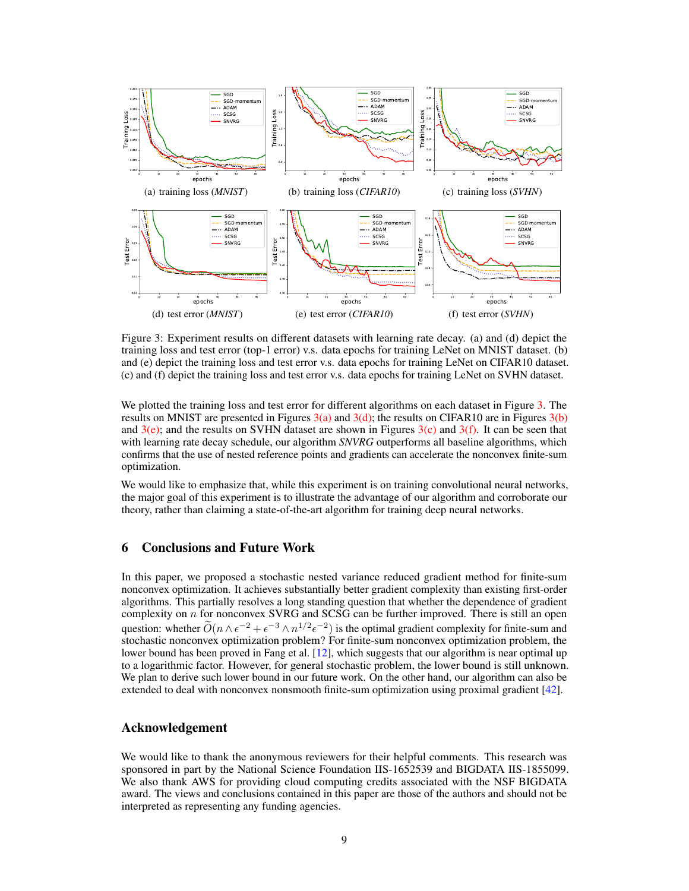(a) training loss (*MNIST*) (b) training loss (*CIFAR10*) (c) training loss (*SVHN*)

(d) test error (*MNIST*) (e) test error (*CIFAR10*) (f) test error (*SVHN*)

Figure 3: Experiment results on different datasets with learning rate decay. (a) and (d) depict the training loss and test error (top-1 error) v.s. data epochs for training LeNet on MNIST dataset. (b) and (e) depict the training loss and test error v.s. data epochs for training LeNet on CIFAR10 dataset. (c) and (f) depict the training loss and test error v.s. data epochs for training LeNet on SVHN dataset.

We plotted the training loss and test error for different algorithms on each dataset in Figure 3. The results on MNIST are presented in Figures 3(a) and 3(d); the results on CIFAR10 are in Figures 3(b) and 3(e); and the results on SVHN dataset are shown in Figures 3(c) and 3(f). It can be seen that with learning rate decay schedule, our algorithm *SNVRG* outperforms all baseline algorithms, which confirms that the use of nested reference points and gradients can accelerate the nonconvex finite-sum optimization.

We would like to emphasize that, while this experiment is on training convolutional neural networks, the major goal of this experiment is to illustrate the advantage of our algorithm and corroborate our theory, rather than claiming a state-of-the-art algorithm for training deep neural networks.

## 6 Conclusions and Future Work

In this paper, we proposed a stochastic nested variance reduced gradient method for finite-sum nonconvex optimization. It achieves substantially better gradient complexity than existing first-order algorithms. This partially resolves a long standing question that whether the dependence of gradient complexity on $n$ for nonconvex SVRG and SCSG can be further improved. There is still an open question: whether $\widetilde{O}(n \wedge \epsilon^{-2} + \epsilon^{-3} \wedge n^{1/2}\epsilon^{-2})$ is the optimal gradient complexity for finite-sum and stochastic nonconvex optimization problem? For finite-sum nonconvex optimization problem, the lower bound has been proved in Fang et al. [12], which suggests that our algorithm is near optimal up to a logarithmic factor. However, for general stochastic problem, the lower bound is still unknown. We plan to derive such lower bound in our future work. On the other hand, our algorithm can also be extended to deal with nonconvex nonsmooth finite-sum optimization using proximal gradient [42].

## Acknowledgement

We would like to thank the anonymous reviewers for their helpful comments. This research was sponsored in part by the National Science Foundation IIS-1652539 and BIGDATA IIS-1855099. We also thank AWS for providing cloud computing credits associated with the NSF BIGDATA award. The views and conclusions contained in this paper are those of the authors and should not be interpreted as representing any funding agencies.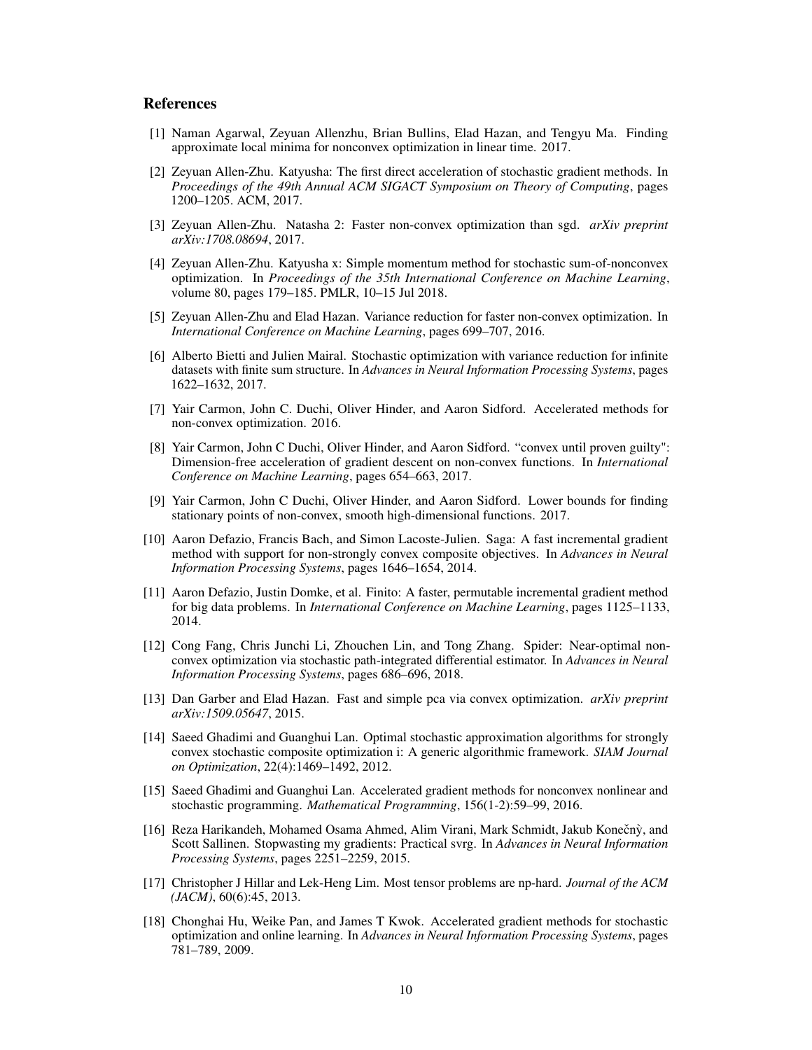## References

[1] Naman Agarwal, Zeyuan Allenzhu, Brian Bullins, Elad Hazan, and Tengyu Ma. Finding approximate local minima for nonconvex optimization in linear time. 2017.

[2] Zeyuan Allen-Zhu. Katyusha: The first direct acceleration of stochastic gradient methods. In *Proceedings of the 49th Annual ACM SIGACT Symposium on Theory of Computing*, pages 1200–1205. ACM, 2017.

[3] Zeyuan Allen-Zhu. Natasha 2: Faster non-convex optimization than sgd. *arXiv preprint arXiv:1708.08694*, 2017.

[4] Zeyuan Allen-Zhu. Katyusha x: Simple momentum method for stochastic sum-of-nonconvex optimization. In *Proceedings of the 35th International Conference on Machine Learning*, volume 80, pages 179–185. PMLR, 10–15 Jul 2018.

[5] Zeyuan Allen-Zhu and Elad Hazan. Variance reduction for faster non-convex optimization. In *International Conference on Machine Learning*, pages 699–707, 2016.

[6] Alberto Bietti and Julien Mairal. Stochastic optimization with variance reduction for infinite datasets with finite sum structure. In *Advances in Neural Information Processing Systems*, pages 1622–1632, 2017.

[7] Yair Carmon, John C. Duchi, Oliver Hinder, and Aaron Sidford. Accelerated methods for non-convex optimization. 2016.

[8] Yair Carmon, John C Duchi, Oliver Hinder, and Aaron Sidford. "convex until proven guilty": Dimension-free acceleration of gradient descent on non-convex functions. In *International Conference on Machine Learning*, pages 654–663, 2017.

[9] Yair Carmon, John C Duchi, Oliver Hinder, and Aaron Sidford. Lower bounds for finding stationary points of non-convex, smooth high-dimensional functions. 2017.

[10] Aaron Defazio, Francis Bach, and Simon Lacoste-Julien. Saga: A fast incremental gradient method with support for non-strongly convex composite objectives. In *Advances in Neural Information Processing Systems*, pages 1646–1654, 2014.

[11] Aaron Defazio, Justin Domke, et al. Finito: A faster, permutable incremental gradient method for big data problems. In *International Conference on Machine Learning*, pages 1125–1133, 2014.

[12] Cong Fang, Chris Junchi Li, Zhouchen Lin, and Tong Zhang. Spider: Near-optimal non-convex optimization via stochastic path-integrated differential estimator. In *Advances in Neural Information Processing Systems*, pages 686–696, 2018.

[13] Dan Garber and Elad Hazan. Fast and simple pca via convex optimization. *arXiv preprint arXiv:1509.05647*, 2015.

[14] Saeed Ghadimi and Guanghui Lan. Optimal stochastic approximation algorithms for strongly convex stochastic composite optimization i: A generic algorithmic framework. *SIAM Journal on Optimization*, 22(4):1469–1492, 2012.

[15] Saeed Ghadimi and Guanghui Lan. Accelerated gradient methods for nonconvex nonlinear and stochastic programming. *Mathematical Programming*, 156(1-2):59–99, 2016.

[16] Reza Harikandeh, Mohamed Osama Ahmed, Alim Virani, Mark Schmidt, Jakub Konečnỳ, and Scott Sallinen. Stopwasting my gradients: Practical svrg. In *Advances in Neural Information Processing Systems*, pages 2251–2259, 2015.

[17] Christopher J Hillar and Lek-Heng Lim. Most tensor problems are np-hard. *Journal of the ACM (JACM)*, 60(6):45, 2013.

[18] Chonghai Hu, Weike Pan, and James T Kwok. Accelerated gradient methods for stochastic optimization and online learning. In *Advances in Neural Information Processing Systems*, pages 781–789, 2009.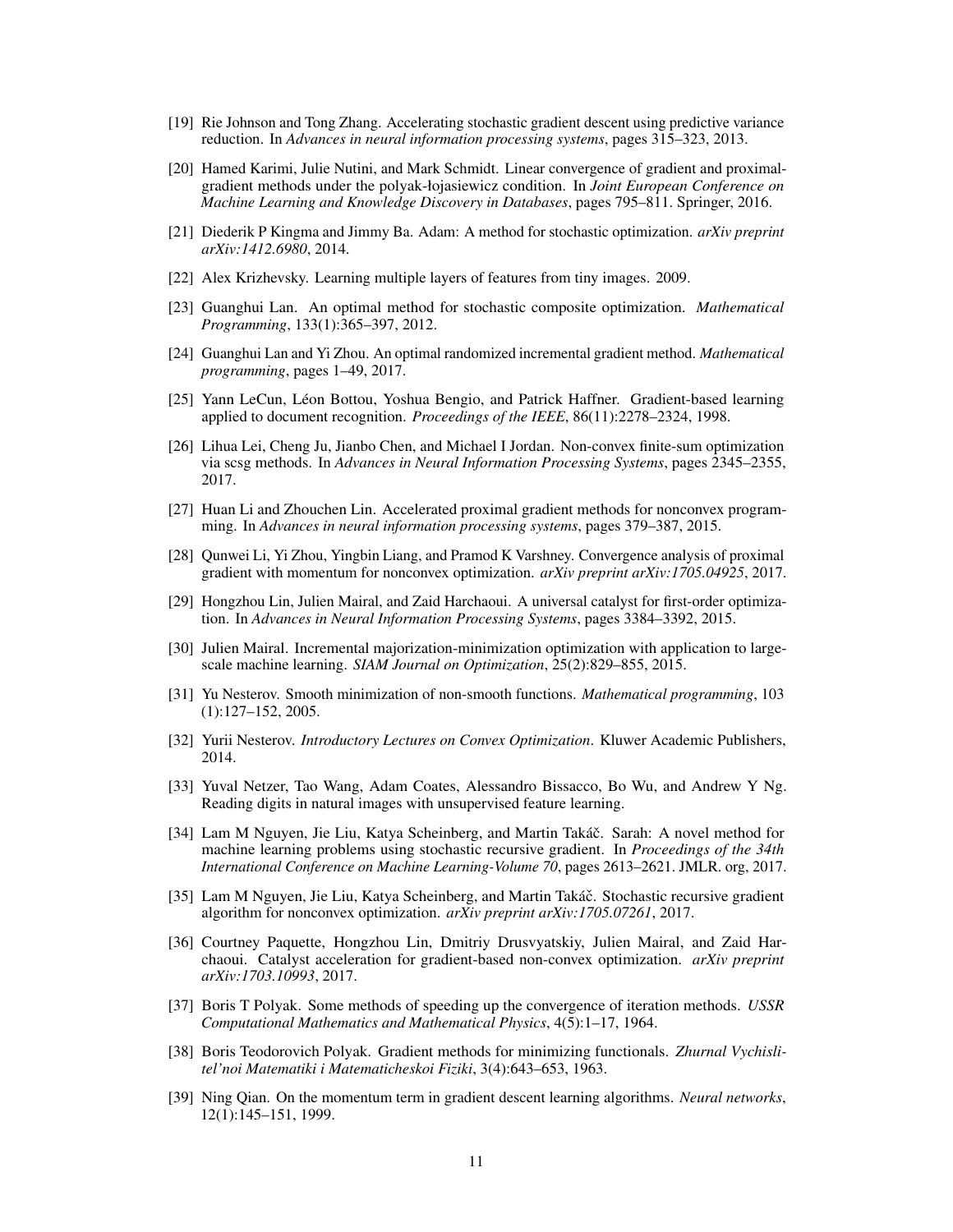[19] Rie Johnson and Tong Zhang. Accelerating stochastic gradient descent using predictive variance reduction. In *Advances in neural information processing systems*, pages 315–323, 2013.

[20] Hamed Karimi, Julie Nutini, and Mark Schmidt. Linear convergence of gradient and proximal-gradient methods under the polyak-łojasiewicz condition. In *Joint European Conference on Machine Learning and Knowledge Discovery in Databases*, pages 795–811. Springer, 2016.

[21] Diederik P Kingma and Jimmy Ba. Adam: A method for stochastic optimization. *arXiv preprint arXiv:1412.6980*, 2014.

[22] Alex Krizhevsky. Learning multiple layers of features from tiny images. 2009.

[23] Guanghui Lan. An optimal method for stochastic composite optimization. *Mathematical Programming*, 133(1):365–397, 2012.

[24] Guanghui Lan and Yi Zhou. An optimal randomized incremental gradient method. *Mathematical programming*, pages 1–49, 2017.

[25] Yann LeCun, Léon Bottou, Yoshua Bengio, and Patrick Haffner. Gradient-based learning applied to document recognition. *Proceedings of the IEEE*, 86(11):2278–2324, 1998.

[26] Lihua Lei, Cheng Ju, Jianbo Chen, and Michael I Jordan. Non-convex finite-sum optimization via scsg methods. In *Advances in Neural Information Processing Systems*, pages 2345–2355, 2017.

[27] Huan Li and Zhouchen Lin. Accelerated proximal gradient methods for nonconvex programming. In *Advances in neural information processing systems*, pages 379–387, 2015.

[28] Qunwei Li, Yi Zhou, Yingbin Liang, and Pramod K Varshney. Convergence analysis of proximal gradient with momentum for nonconvex optimization. *arXiv preprint arXiv:1705.04925*, 2017.

[29] Hongzhou Lin, Julien Mairal, and Zaid Harchaoui. A universal catalyst for first-order optimization. In *Advances in Neural Information Processing Systems*, pages 3384–3392, 2015.

[30] Julien Mairal. Incremental majorization-minimization optimization with application to large-scale machine learning. *SIAM Journal on Optimization*, 25(2):829–855, 2015.

[31] Yu Nesterov. Smooth minimization of non-smooth functions. *Mathematical programming*, 103 (1):127–152, 2005.

[32] Yurii Nesterov. *Introductory Lectures on Convex Optimization*. Kluwer Academic Publishers, 2014.

[33] Yuval Netzer, Tao Wang, Adam Coates, Alessandro Bissacco, Bo Wu, and Andrew Y Ng. Reading digits in natural images with unsupervised feature learning.

[34] Lam M Nguyen, Jie Liu, Katya Scheinberg, and Martin Takáč. Sarah: A novel method for machine learning problems using stochastic recursive gradient. In *Proceedings of the 34th International Conference on Machine Learning-Volume 70*, pages 2613–2621. JMLR. org, 2017.

[35] Lam M Nguyen, Jie Liu, Katya Scheinberg, and Martin Takáč. Stochastic recursive gradient algorithm for nonconvex optimization. *arXiv preprint arXiv:1705.07261*, 2017.

[36] Courtney Paquette, Hongzhou Lin, Dmitriy Drusvyatskiy, Julien Mairal, and Zaid Harchaoui. Catalyst acceleration for gradient-based non-convex optimization. *arXiv preprint arXiv:1703.10993*, 2017.

[37] Boris T Polyak. Some methods of speeding up the convergence of iteration methods. *USSR Computational Mathematics and Mathematical Physics*, 4(5):1–17, 1964.

[38] Boris Teodorovich Polyak. Gradient methods for minimizing functionals. *Zhurnal Vychislitel'noi Matematiki i Matematicheskoi Fiziki*, 3(4):643–653, 1963.

[39] Ning Qian. On the momentum term in gradient descent learning algorithms. *Neural networks*, 12(1):145–151, 1999.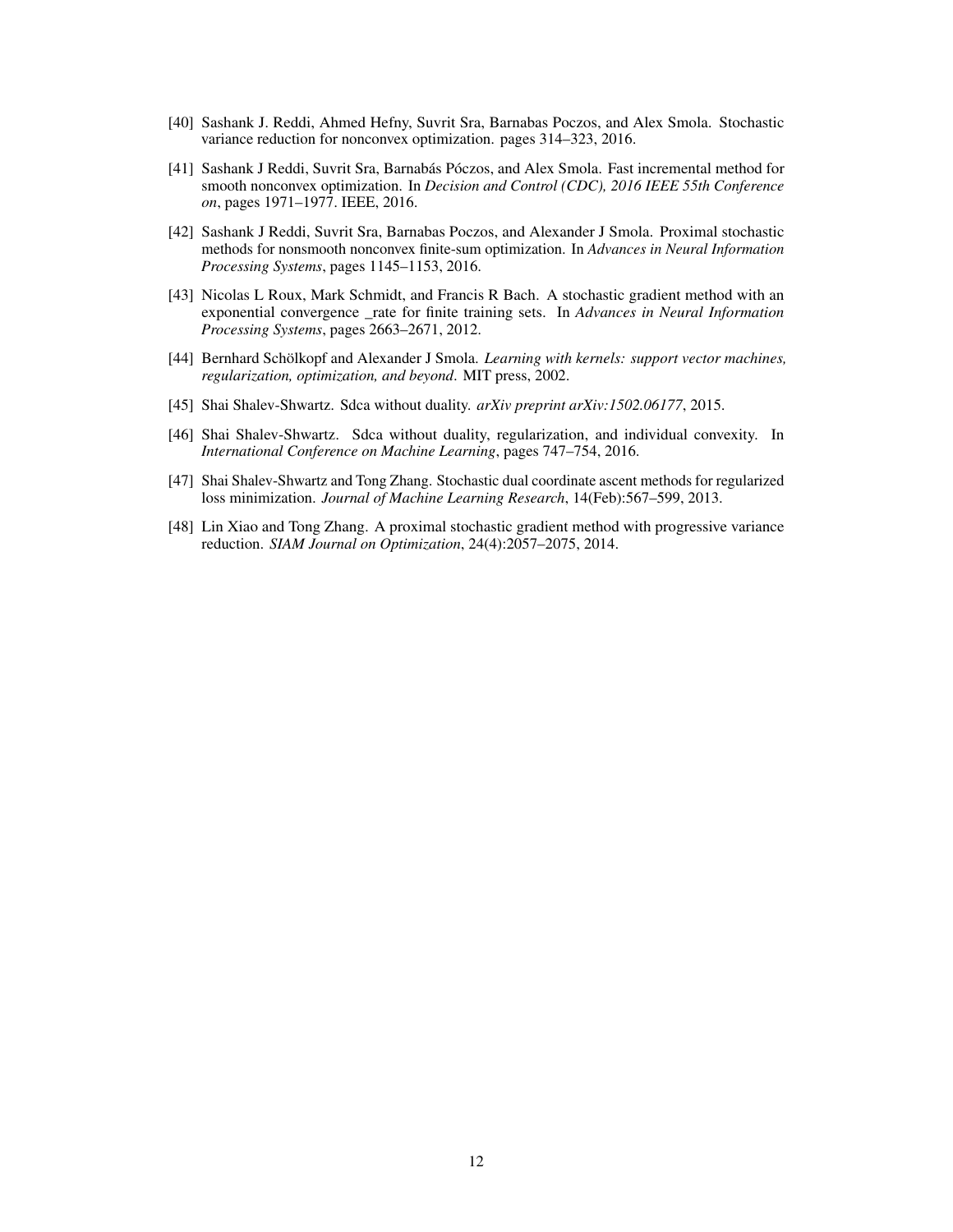[40] Sashank J. Reddi, Ahmed Hefny, Suvrit Sra, Barnabas Poczos, and Alex Smola. Stochastic variance reduction for nonconvex optimization. pages 314–323, 2016.

[41] Sashank J Reddi, Suvrit Sra, Barnabás Póczos, and Alex Smola. Fast incremental method for smooth nonconvex optimization. In *Decision and Control (CDC), 2016 IEEE 55th Conference on*, pages 1971–1977. IEEE, 2016.

[42] Sashank J Reddi, Suvrit Sra, Barnabas Poczos, and Alexander J Smola. Proximal stochastic methods for nonsmooth nonconvex finite-sum optimization. In *Advances in Neural Information Processing Systems*, pages 1145–1153, 2016.

[43] Nicolas L Roux, Mark Schmidt, and Francis R Bach. A stochastic gradient method with an exponential convergence _rate for finite training sets. In *Advances in Neural Information Processing Systems*, pages 2663–2671, 2012.

[44] Bernhard Schölkopf and Alexander J Smola. *Learning with kernels: support vector machines, regularization, optimization, and beyond*. MIT press, 2002.

[45] Shai Shalev-Shwartz. Sdca without duality. *arXiv preprint arXiv:1502.06177*, 2015.

[46] Shai Shalev-Shwartz. Sdca without duality, regularization, and individual convexity. In *International Conference on Machine Learning*, pages 747–754, 2016.

[47] Shai Shalev-Shwartz and Tong Zhang. Stochastic dual coordinate ascent methods for regularized loss minimization. *Journal of Machine Learning Research*, 14(Feb):567–599, 2013.

[48] Lin Xiao and Tong Zhang. A proximal stochastic gradient method with progressive variance reduction. *SIAM Journal on Optimization*, 24(4):2057–2075, 2014.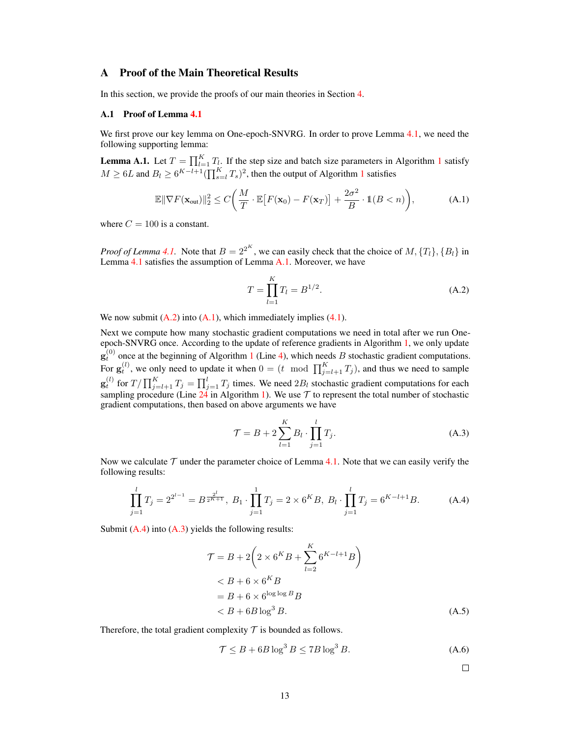# A Proof of the Main Theoretical Results

In this section, we provide the proofs of our main theories in Section 4.

## A.1 Proof of Lemma 4.1

We first prove our key lemma on One-epoch-SNVRG. In order to prove Lemma 4.1, we need the following supporting lemma:

**Lemma A.1.** Let $T = \prod_{l=1}^{K} T_l$. If the step size and batch size parameters in Algorithm 1 satisfy $M \geq 6L$ and $B_l \geq 6^{K-l+1}(\prod_{s=l}^{K} T_s)^2$, then the output of Algorithm 1 satisfies

$$
\mathbb{E}\|\nabla F(\mathbf{x}_{\text{out}})\|_2^2 \leq C\bigg(\frac{M}{T} \cdot \mathbb{E}\big[F(\mathbf{x}_0) - F(\mathbf{x}_T)\big] + \frac{2\sigma^2}{B} \cdot \mathbb{1}(B < n)\bigg), \tag{A.1}
$$

where $C = 100$ is a constant.

*Proof of Lemma 4.1.* Note that $B = 2^{2^K}$, we can easily check that the choice of $M, \{T_l\}, \{B_l\}$ in Lemma 4.1 satisfies the assumption of Lemma A.1. Moreover, we have

$$
T = \prod_{l=1}^{K} T_l = B^{1/2}. \tag{A.2}
$$

We now submit (A.2) into (A.1), which immediately implies (4.1).

Next we compute how many stochastic gradient computations we need in total after we run One-epoch-SNVRG once. According to the update of reference gradients in Algorithm 1, we only update $\mathbf{g}_t^{(0)}$ once at the beginning of Algorithm 1 (Line 4), which needs $B$ stochastic gradient computations. For $\mathbf{g}_t^{(l)}$, we only need to update it when $0 = (t \mod \prod_{j=l+1}^{K} T_j)$, and thus we need to sample $\mathbf{g}_t^{(l)}$ for $T/\prod_{j=l+1}^{K} T_j = \prod_{j=1}^{l} T_j$ times. We need $2B_l$ stochastic gradient computations for each sampling procedure (Line 24 in Algorithm 1). We use $\mathcal{T}$ to represent the total number of stochastic gradient computations, then based on above arguments we have

$$
\mathcal{T} = B + 2\sum_{l=1}^{K} B_l \cdot \prod_{j=1}^{l} T_j. \tag{A.3}
$$

Now we calculate $\mathcal{T}$ under the parameter choice of Lemma 4.1. Note that we can easily verify the following results:

$$
\prod_{j=1}^{l} T_j = 2^{2^{l-1}} = B^{\frac{2^l}{2^{K+1}}},\ B_1 \cdot \prod_{j=1}^{1} T_j = 2 \times 6^K B,\ B_l \cdot \prod_{j=1}^{l} T_j = 6^{K-l+1} B. \tag{A.4}
$$

Submit (A.4) into (A.3) yields the following results:

$$
\begin{aligned}
\mathcal{T} &= B + 2\bigg(2 \times 6^K B + \sum_{l=2}^{K} 6^{K-l+1} B\bigg) \\
&< B + 6 \times 6^K B \\
&= B + 6 \times 6^{\log\log B} B \\
&< B + 6B \log^3 B.
\end{aligned} \tag{A.5}
$$

Therefore, the total gradient complexity $\mathcal{T}$ is bounded as follows.

$$
\mathcal{T} \leq B + 6B\log^3 B \leq 7B\log^3 B. \tag{A.6}
$$

$\square$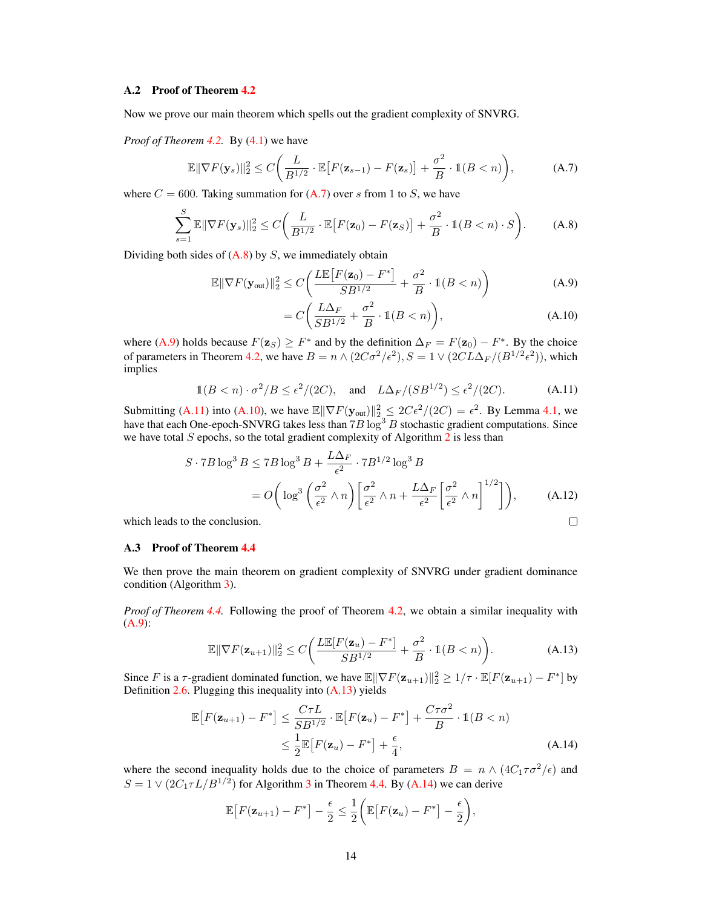### A.2 Proof of Theorem 4.2

Now we prove our main theorem which spells out the gradient complexity of SNVRG.

*Proof of Theorem 4.2.* By (4.1) we have

$$\mathbb{E}\|\nabla F(\mathbf{y}_s)\|_2^2 \leq C\bigg(\frac{L}{B^{1/2}} \cdot \mathbb{E}\big[F(\mathbf{z}_{s-1}) - F(\mathbf{z}_s)\big] + \frac{\sigma^2}{B} \cdot \mathbb{1}(B < n)\bigg), \tag{A.7}$$

where $C = 600$. Taking summation for (A.7) over $s$ from 1 to $S$, we have

$$\sum_{s=1}^{S} \mathbb{E}\|\nabla F(\mathbf{y}_s)\|_2^2 \leq C\bigg(\frac{L}{B^{1/2}} \cdot \mathbb{E}\big[F(\mathbf{z}_0) - F(\mathbf{z}_S)\big] + \frac{\sigma^2}{B} \cdot \mathbb{1}(B < n) \cdot S\bigg). \tag{A.8}$$

Dividing both sides of (A.8) by $S$, we immediately obtain

$$\mathbb{E}\|\nabla F(\mathbf{y}_{\text{out}})\|_2^2 \leq C\bigg(\frac{L\mathbb{E}\big[F(\mathbf{z}_0) - F^*\big]}{SB^{1/2}} + \frac{\sigma^2}{B} \cdot \mathbb{1}(B < n)\bigg) \tag{A.9}$$

$$= C\bigg(\frac{L\Delta_F}{SB^{1/2}} + \frac{\sigma^2}{B} \cdot \mathbb{1}(B < n)\bigg), \tag{A.10}$$

where (A.9) holds because $F(\mathbf{z}_S) \geq F^*$ and by the definition $\Delta_F = F(\mathbf{z}_0) - F^*$. By the choice of parameters in Theorem 4.2, we have $B = n \wedge (2C\sigma^2/\epsilon^2)$, $S = 1 \vee (2CL\Delta_F/(B^{1/2}\epsilon^2))$, which implies

$$\mathbb{1}(B < n) \cdot \sigma^2/B \leq \epsilon^2/(2C), \quad \text{and} \quad L\Delta_F/(SB^{1/2}) \leq \epsilon^2/(2C). \tag{A.11}$$

Submitting (A.11) into (A.10), we have $\mathbb{E}\|\nabla F(\mathbf{y}_{\text{out}})\|_2^2 \leq 2C\epsilon^2/(2C) = \epsilon^2$. By Lemma 4.1, we have that each One-epoch-SNVRG takes less than $7B\log^3 B$ stochastic gradient computations. Since we have total $S$ epochs, so the total gradient complexity of Algorithm 2 is less than

$$S \cdot 7B\log^3 B \leq 7B\log^3 B + \frac{L\Delta_F}{\epsilon^2} \cdot 7B^{1/2}\log^3 B$$

$$= O\bigg(\log^3\bigg(\frac{\sigma^2}{\epsilon^2} \wedge n\bigg)\bigg[\frac{\sigma^2}{\epsilon^2} \wedge n + \frac{L\Delta_F}{\epsilon^2}\bigg[\frac{\sigma^2}{\epsilon^2} \wedge n\bigg]^{1/2}\bigg]\bigg), \tag{A.12}$$

which leads to the conclusion. □

### A.3 Proof of Theorem 4.4

We then prove the main theorem on gradient complexity of SNVRG under gradient dominance condition (Algorithm 3).

*Proof of Theorem 4.4.* Following the proof of Theorem 4.2, we obtain a similar inequality with (A.9):

$$\mathbb{E}\|\nabla F(\mathbf{z}_{u+1})\|_2^2 \leq C\bigg(\frac{L\mathbb{E}[F(\mathbf{z}_u) - F^*]}{SB^{1/2}} + \frac{\sigma^2}{B} \cdot \mathbb{1}(B < n)\bigg). \tag{A.13}$$

Since $F$ is a $\tau$-gradient dominated function, we have $\mathbb{E}\|\nabla F(\mathbf{z}_{u+1})\|_2^2 \geq 1/\tau \cdot \mathbb{E}[F(\mathbf{z}_{u+1}) - F^*]$ by Definition 2.6. Plugging this inequality into (A.13) yields

$$\mathbb{E}\big[F(\mathbf{z}_{u+1}) - F^*\big] \leq \frac{C\tau L}{SB^{1/2}} \cdot \mathbb{E}\big[F(\mathbf{z}_u) - F^*\big] + \frac{C\tau\sigma^2}{B} \cdot \mathbb{1}(B < n)$$

$$\leq \frac{1}{2}\mathbb{E}\big[F(\mathbf{z}_u) - F^*\big] + \frac{\epsilon}{4}, \tag{A.14}$$

where the second inequality holds due to the choice of parameters $B = n \wedge (4C_1\tau\sigma^2/\epsilon)$ and $S = 1 \vee (2C_1\tau L/B^{1/2})$ for Algorithm 3 in Theorem 4.4. By (A.14) we can derive

$$\mathbb{E}\big[F(\mathbf{z}_{u+1}) - F^*\big] - \frac{\epsilon}{2} \leq \frac{1}{2}\bigg(\mathbb{E}\big[F(\mathbf{z}_u) - F^*\big] - \frac{\epsilon}{2}\bigg),$$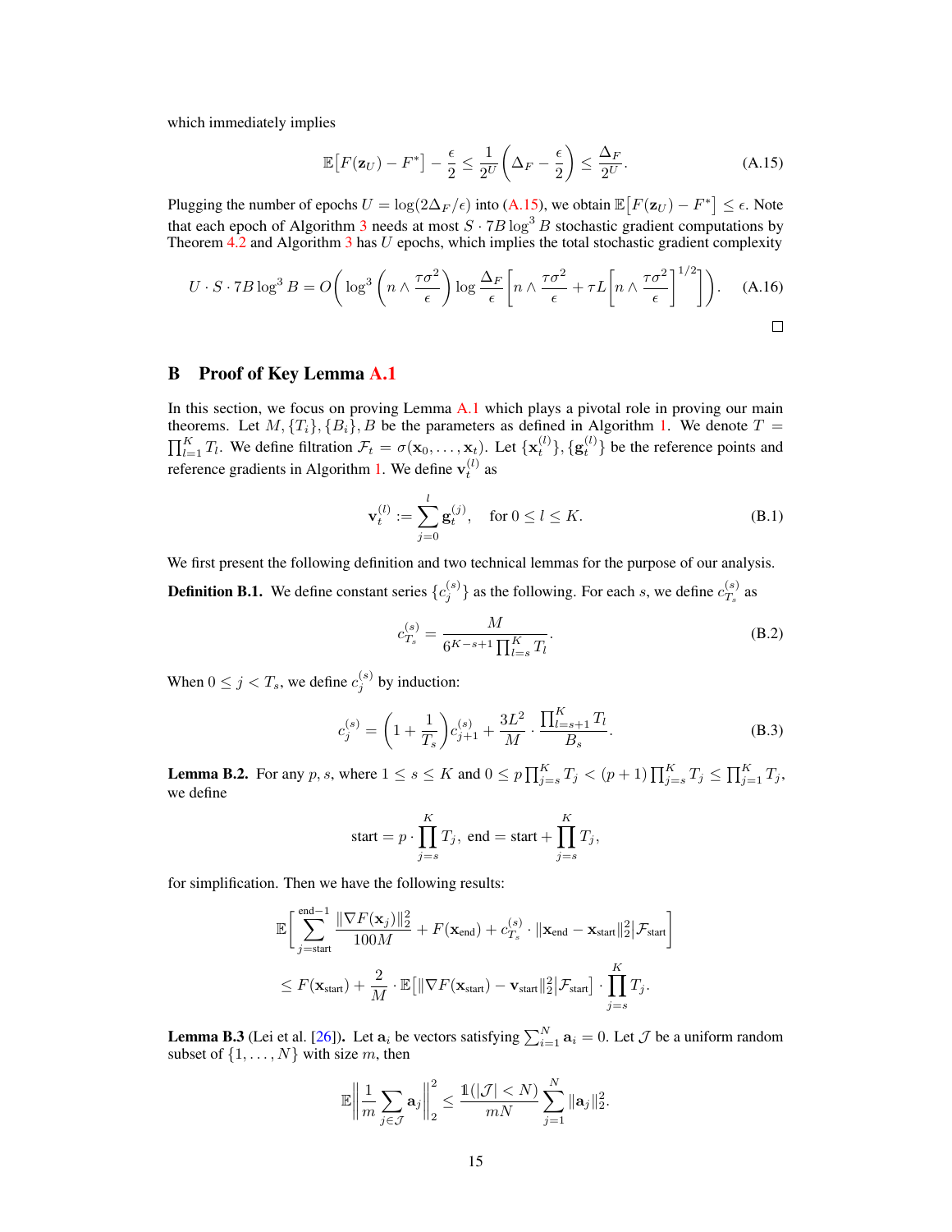which immediately implies

$$\mathbb{E}\big[F(\mathbf{z}_U) - F^*\big] - \frac{\epsilon}{2} \le \frac{1}{2^U}\bigg(\Delta_F - \frac{\epsilon}{2}\bigg) \le \frac{\Delta_F}{2^U}. \tag{A.15}$$

Plugging the number of epochs $U = \log(2\Delta_F/\epsilon)$ into (A.15), we obtain $\mathbb{E}\big[F(\mathbf{z}_U) - F^*\big] \le \epsilon$. Note that each epoch of Algorithm 3 needs at most $S \cdot 7B\log^3 B$ stochastic gradient computations by Theorem 4.2 and Algorithm 3 has $U$ epochs, which implies the total stochastic gradient complexity

$$U \cdot S \cdot 7B\log^3 B = O\bigg(\log^3\bigg(n \wedge \frac{\tau\sigma^2}{\epsilon}\bigg)\log\frac{\Delta_F}{\epsilon}\bigg[n \wedge \frac{\tau\sigma^2}{\epsilon} + \tau L\bigg[n \wedge \frac{\tau\sigma^2}{\epsilon}\bigg]^{1/2}\bigg]\bigg). \tag{A.16}$$

□

## B Proof of Key Lemma A.1

In this section, we focus on proving Lemma A.1 which plays a pivotal role in proving our main theorems. Let $M, \{T_i\}, \{B_i\}, B$ be the parameters as defined in Algorithm 1. We denote $T = \prod_{l=1}^K T_l$. We define filtration $\mathcal{F}_t = \sigma(\mathbf{x}_0, \ldots, \mathbf{x}_t)$. Let $\{\mathbf{x}_t^{(l)}\}, \{\mathbf{g}_t^{(l)}\}$ be the reference points and reference gradients in Algorithm 1. We define $\mathbf{v}_t^{(l)}$ as

$$\mathbf{v}_t^{(l)} := \sum_{j=0}^{l} \mathbf{g}_t^{(j)}, \quad \text{for } 0 \le l \le K. \tag{B.1}$$

We first present the following definition and two technical lemmas for the purpose of our analysis.

**Definition B.1.** We define constant series $\{c_j^{(s)}\}$ as the following. For each $s$, we define $c_{T_s}^{(s)}$ as

$$c_{T_s}^{(s)} = \frac{M}{6^{K-s+1}\prod_{l=s}^K T_l}. \tag{B.2}$$

When $0 \le j < T_s$, we define $c_j^{(s)}$ by induction:

$$c_j^{(s)} = \bigg(1 + \frac{1}{T_s}\bigg)c_{j+1}^{(s)} + \frac{3L^2}{M} \cdot \frac{\prod_{l=s+1}^K T_l}{B_s}. \tag{B.3}$$

**Lemma B.2.** For any $p, s$, where $1 \le s \le K$ and $0 \le p\prod_{j=s}^K T_j < (p+1)\prod_{j=s}^K T_j \le \prod_{j=1}^K T_j$, we define

$$\text{start} = p \cdot \prod_{j=s}^K T_j, \ \text{end} = \text{start} + \prod_{j=s}^K T_j,$$

for simplification. Then we have the following results:

$$\mathbb{E}\bigg[\sum_{j=\text{start}}^{\text{end}-1} \frac{\|\nabla F(\mathbf{x}_j)\|_2^2}{100M} + F(\mathbf{x}_{\text{end}}) + c_{T_s}^{(s)} \cdot \|\mathbf{x}_{\text{end}} - \mathbf{x}_{\text{start}}\|_2^2 \Big| \mathcal{F}_{\text{start}}\bigg]$$
$$\le F(\mathbf{x}_{\text{start}}) + \frac{2}{M} \cdot \mathbb{E}\big[\|\nabla F(\mathbf{x}_{\text{start}}) - \mathbf{v}_{\text{start}}\|_2^2 \big| \mathcal{F}_{\text{start}}\big] \cdot \prod_{j=s}^K T_j.$$

**Lemma B.3** (Lei et al. [26]). Let $\mathbf{a}_i$ be vectors satisfying $\sum_{i=1}^N \mathbf{a}_i = 0$. Let $\mathcal{J}$ be a uniform random subset of $\{1, \ldots, N\}$ with size $m$, then

$$\mathbb{E}\bigg\|\frac{1}{m}\sum_{j\in\mathcal{J}} \mathbf{a}_j\bigg\|_2^2 \le \frac{\mathbb{1}(|\mathcal{J}| < N)}{mN}\sum_{j=1}^N \|\mathbf{a}_j\|_2^2.$$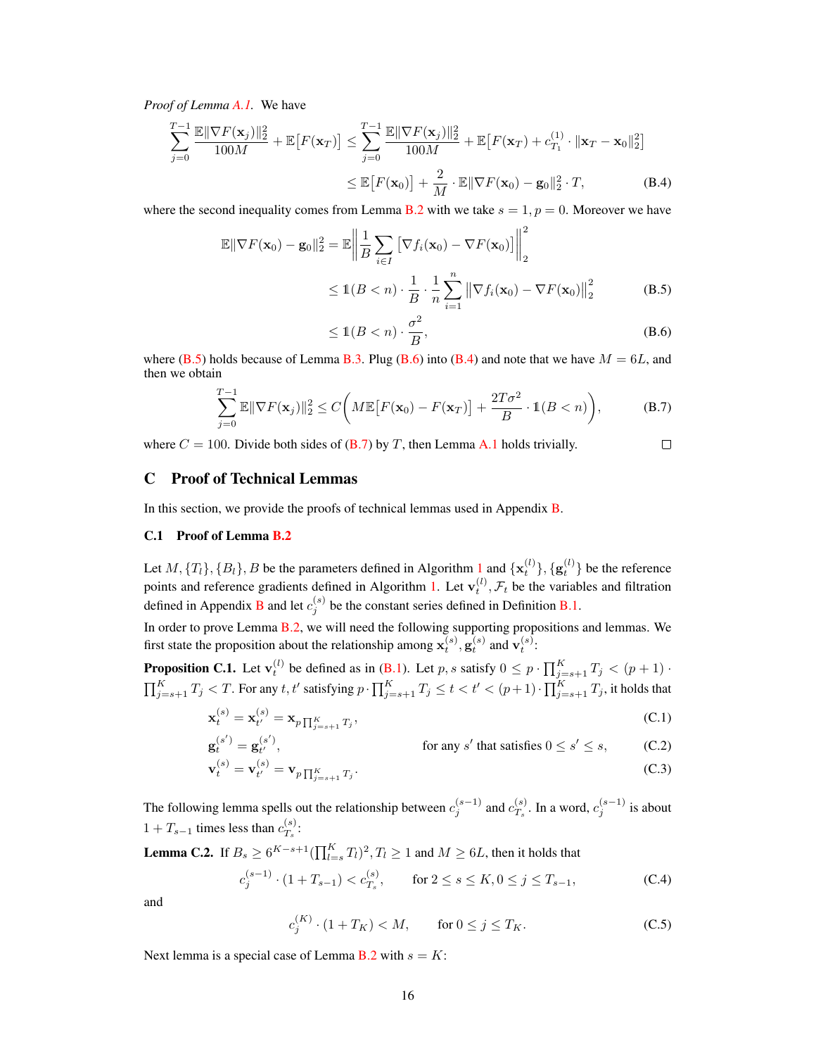*Proof of Lemma A.1.* We have

$$
\begin{aligned}
\sum_{j=0}^{T-1} \frac{\mathbb{E}\|\nabla F(\mathbf{x}_j)\|_2^2}{100M} + \mathbb{E}\big[F(\mathbf{x}_T)\big] &\le \sum_{j=0}^{T-1} \frac{\mathbb{E}\|\nabla F(\mathbf{x}_j)\|_2^2}{100M} + \mathbb{E}\big[F(\mathbf{x}_T) + c_{T_1}^{(1)} \cdot \|\mathbf{x}_T - \mathbf{x}_0\|_2^2\big] \\
&\le \mathbb{E}\big[F(\mathbf{x}_0)\big] + \frac{2}{M} \cdot \mathbb{E}\|\nabla F(\mathbf{x}_0) - \mathbf{g}_0\|_2^2 \cdot T, \qquad \text{(B.4)}
\end{aligned}
$$

where the second inequality comes from Lemma B.2 with we take $s = 1, p = 0$. Moreover we have

$$
\begin{aligned}
\mathbb{E}\|\nabla F(\mathbf{x}_0) - \mathbf{g}_0\|_2^2 &= \mathbb{E}\bigg\|\frac{1}{B}\sum_{i \in I}\big[\nabla f_i(\mathbf{x}_0) - \nabla F(\mathbf{x}_0)\big]\bigg\|_2^2 \\
&\le \mathbb{1}(B < n) \cdot \frac{1}{B} \cdot \frac{1}{n}\sum_{i=1}^{n}\big\|\nabla f_i(\mathbf{x}_0) - \nabla F(\mathbf{x}_0)\big\|_2^2 \qquad \text{(B.5)} \\
&\le \mathbb{1}(B < n) \cdot \frac{\sigma^2}{B}, \qquad \text{(B.6)}
\end{aligned}
$$

where (B.5) holds because of Lemma B.3. Plug (B.6) into (B.4) and note that we have $M = 6L$, and then we obtain

$$
\sum_{j=0}^{T-1} \mathbb{E}\|\nabla F(\mathbf{x}_j)\|_2^2 \le C\bigg(M\mathbb{E}\big[F(\mathbf{x}_0) - F(\mathbf{x}_T)\big] + \frac{2T\sigma^2}{B} \cdot \mathbb{1}(B < n)\bigg), \qquad \text{(B.7)}
$$

where $C = 100$. Divide both sides of (B.7) by $T$, then Lemma A.1 holds trivially. □

# C Proof of Technical Lemmas

In this section, we provide the proofs of technical lemmas used in Appendix B.

## C.1 Proof of Lemma B.2

Let $M, \{T_l\}, \{B_l\}, B$ be the parameters defined in Algorithm 1 and $\{\mathbf{x}_t^{(l)}\}, \{\mathbf{g}_t^{(l)}\}$ be the reference points and reference gradients defined in Algorithm 1. Let $\mathbf{v}_t^{(l)}, \mathcal{F}_t$ be the variables and filtration defined in Appendix B and let $c_j^{(s)}$ be the constant series defined in Definition B.1.

In order to prove Lemma B.2, we will need the following supporting propositions and lemmas. We first state the proposition about the relationship among $\mathbf{x}_t^{(s)}, \mathbf{g}_t^{(s)}$ and $\mathbf{v}_t^{(s)}$:

**Proposition C.1.** Let $\mathbf{v}_t^{(l)}$ be defined as in (B.1). Let $p, s$ satisfy $0 \le p \cdot \prod_{j=s+1}^{K} T_j < (p+1) \cdot \prod_{j=s+1}^{K} T_j < T$. For any $t, t'$ satisfying $p \cdot \prod_{j=s+1}^{K} T_j \le t < t' < (p+1) \cdot \prod_{j=s+1}^{K} T_j$, it holds that

$$
\mathbf{x}_t^{(s)} = \mathbf{x}_{t'}^{(s)} = \mathbf{x}_{p\prod_{j=s+1}^{K} T_j}, \qquad \text{(C.1)}
$$

$$
\mathbf{g}_t^{(s')} = \mathbf{g}_{t'}^{(s')}, \qquad \text{for any } s' \text{ that satisfies } 0 \le s' \le s, \qquad \text{(C.2)}
$$

$$
\mathbf{v}_t^{(s)} = \mathbf{v}_{t'}^{(s)} = \mathbf{v}_{p\prod_{j=s+1}^{K} T_j}. \qquad \text{(C.3)}
$$

The following lemma spells out the relationship between $c_j^{(s-1)}$ and $c_{T_s}^{(s)}$. In a word, $c_j^{(s-1)}$ is about $1 + T_{s-1}$ times less than $c_{T_s}^{(s)}$:

**Lemma C.2.** If $B_s \ge 6^{K-s+1}(\prod_{l=s}^{K} T_l)^2, T_l \ge 1$ and $M \ge 6L$, then it holds that

$$
c_j^{(s-1)} \cdot (1 + T_{s-1}) < c_{T_s}^{(s)}, \qquad \text{for } 2 \le s \le K, 0 \le j \le T_{s-1}, \qquad \text{(C.4)}
$$

and

$$
c_j^{(K)} \cdot (1 + T_K) < M, \qquad \text{for } 0 \le j \le T_K. \qquad \text{(C.5)}
$$

Next lemma is a special case of Lemma B.2 with $s = K$: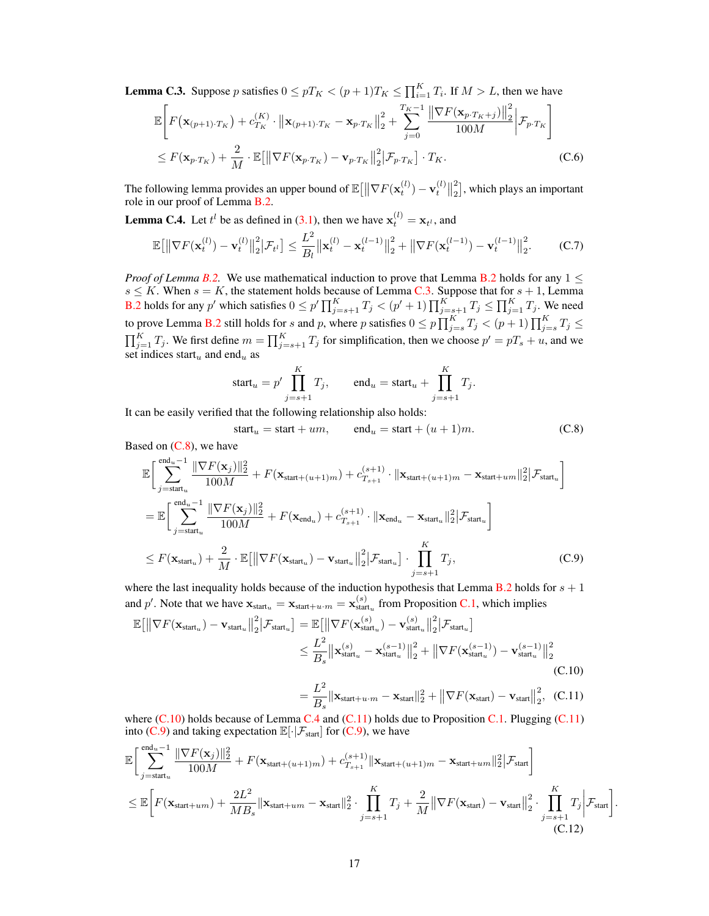**Lemma C.3.** Suppose $p$ satisfies $0 \le pT_K < (p+1)T_K \le \prod_{i=1}^K T_i$. If $M > L$, then we have

$$
\begin{aligned}
&\mathbb{E}\bigg[F\big(\mathbf{x}_{(p+1)\cdot T_K}\big) + c_{T_K}^{(K)} \cdot \big\|\mathbf{x}_{(p+1)\cdot T_K} - \mathbf{x}_{p\cdot T_K}\big\|_2^2 + \sum_{j=0}^{T_K-1} \frac{\big\|\nabla F(\mathbf{x}_{p\cdot T_K + j})\big\|_2^2}{100M}\bigg|\mathcal{F}_{p\cdot T_K}\bigg] \\
&\le F(\mathbf{x}_{p\cdot T_K}) + \frac{2}{M}\cdot \mathbb{E}\big[\big\|\nabla F(\mathbf{x}_{p\cdot T_K}) - \mathbf{v}_{p\cdot T_K}\big\|_2^2\big|\mathcal{F}_{p\cdot T_K}\big]\cdot T_K. \qquad \text{(C.6)}
\end{aligned}
$$

The following lemma provides an upper bound of $\mathbb{E}\big[\big\|\nabla F(\mathbf{x}_t^{(l)}) - \mathbf{v}_t^{(l)}\big\|_2^2\big]$, which plays an important role in our proof of Lemma B.2.

**Lemma C.4.** Let $t^l$ be as defined in (3.1), then we have $\mathbf{x}_t^{(l)} = \mathbf{x}_{t^l}$, and

$$
\mathbb{E}\big[\big\|\nabla F(\mathbf{x}_t^{(l)}) - \mathbf{v}_t^{(l)}\big\|_2^2\big|\mathcal{F}_{t^l}\big] \le \frac{L^2}{B_l}\big\|\mathbf{x}_t^{(l)} - \mathbf{x}_t^{(l-1)}\big\|_2^2 + \big\|\nabla F(\mathbf{x}_t^{(l-1)}) - \mathbf{v}_t^{(l-1)}\big\|_2^2. \qquad \text{(C.7)}
$$

*Proof of Lemma B.2.* We use mathematical induction to prove that Lemma B.2 holds for any $1 \le s \le K$. When $s = K$, the statement holds because of Lemma C.3. Suppose that for $s+1$, Lemma B.2 holds for any $p'$ which satisfies $0 \le p'\prod_{j=s+1}^K T_j < (p'+1)\prod_{j=s+1}^K T_j \le \prod_{j=1}^K T_j$. We need to prove Lemma B.2 still holds for $s$ and $p$, where $p$ satisfies $0 \le p\prod_{j=s}^K T_j < (p+1)\prod_{j=s}^K T_j \le \prod_{j=1}^K T_j$. We first define $m = \prod_{j=s+1}^K T_j$ for simplification, then we choose $p' = pT_s + u$, and we set indices $\text{start}_u$ and $\text{end}_u$ as

$$
\text{start}_u = p'\prod_{j=s+1}^K T_j, \qquad \text{end}_u = \text{start}_u + \prod_{j=s+1}^K T_j.
$$

It can be easily verified that the following relationship also holds:

$$
\text{start}_u = \text{start} + um, \qquad \text{end}_u = \text{start} + (u+1)m. \qquad \text{(C.8)}
$$

Based on (C.8), we have

$$
\begin{aligned}
&\mathbb{E}\bigg[\sum_{j=\text{start}_u}^{\text{end}_u - 1} \frac{\|\nabla F(\mathbf{x}_j)\|_2^2}{100M} + F(\mathbf{x}_{\text{start}+(u+1)m}) + c_{T_{s+1}}^{(s+1)} \cdot \|\mathbf{x}_{\text{start}+(u+1)m} - \mathbf{x}_{\text{start}+um}\|_2^2\big|\mathcal{F}_{\text{start}_u}\bigg] \\
&= \mathbb{E}\bigg[\sum_{j=\text{start}_u}^{\text{end}_u - 1} \frac{\|\nabla F(\mathbf{x}_j)\|_2^2}{100M} + F(\mathbf{x}_{\text{end}_u}) + c_{T_{s+1}}^{(s+1)} \cdot \|\mathbf{x}_{\text{end}_u} - \mathbf{x}_{\text{start}_u}\|_2^2\big|\mathcal{F}_{\text{start}_u}\bigg] \\
&\le F(\mathbf{x}_{\text{start}_u}) + \frac{2}{M}\cdot \mathbb{E}\big[\big\|\nabla F(\mathbf{x}_{\text{start}_u}) - \mathbf{v}_{\text{start}_u}\big\|_2^2\big|\mathcal{F}_{\text{start}_u}\big]\cdot \prod_{j=s+1}^K T_j, \qquad \text{(C.9)}
\end{aligned}
$$

where the last inequality holds because of the induction hypothesis that Lemma B.2 holds for $s+1$ and $p'$. Note that we have $\mathbf{x}_{\text{start}_u} = \mathbf{x}_{\text{start}+u\cdot m} = \mathbf{x}_{\text{start}_u}^{(s)}$ from Proposition C.1, which implies

$$
\begin{aligned}
\mathbb{E}\big[\big\|\nabla F(\mathbf{x}_{\text{start}_u}) - \mathbf{v}_{\text{start}_u}\big\|_2^2\big|\mathcal{F}_{\text{start}_u}\big] &= \mathbb{E}\big[\big\|\nabla F(\mathbf{x}_{\text{start}_u}^{(s)}) - \mathbf{v}_{\text{start}_u}^{(s)}\big\|_2^2\big|\mathcal{F}_{\text{start}_u}\big] \\
&\le \frac{L^2}{B_s}\big\|\mathbf{x}_{\text{start}_u}^{(s)} - \mathbf{x}_{\text{start}_u}^{(s-1)}\big\|_2^2 + \big\|\nabla F(\mathbf{x}_{\text{start}_u}^{(s-1)}) - \mathbf{v}_{\text{start}_u}^{(s-1)}\big\|_2^2 \qquad \text{(C.10)} \\
&= \frac{L^2}{B_s}\big\|\mathbf{x}_{\text{start}+u\cdot m} - \mathbf{x}_{\text{start}}\big\|_2^2 + \big\|\nabla F(\mathbf{x}_{\text{start}}) - \mathbf{v}_{\text{start}}\big\|_2^2, \qquad \text{(C.11)}
\end{aligned}
$$

where (C.10) holds because of Lemma C.4 and (C.11) holds due to Proposition C.1. Plugging (C.11) into (C.9) and taking expectation $\mathbb{E}[\cdot|\mathcal{F}_{\text{start}}]$ for (C.9), we have

$$
\begin{aligned}
&\mathbb{E}\bigg[\sum_{j=\text{start}_u}^{\text{end}_u - 1} \frac{\|\nabla F(\mathbf{x}_j)\|_2^2}{100M} + F(\mathbf{x}_{\text{start}+(u+1)m}) + c_{T_{s+1}}^{(s+1)}\|\mathbf{x}_{\text{start}+(u+1)m} - \mathbf{x}_{\text{start}+um}\|_2^2\big|\mathcal{F}_{\text{start}}\bigg] \\
&\le \mathbb{E}\bigg[F(\mathbf{x}_{\text{start}+um}) + \frac{2L^2}{MB_s}\|\mathbf{x}_{\text{start}+um} - \mathbf{x}_{\text{start}}\|_2^2 \cdot \prod_{j=s+1}^K T_j + \frac{2}{M}\big\|\nabla F(\mathbf{x}_{\text{start}}) - \mathbf{v}_{\text{start}}\big\|_2^2 \cdot \prod_{j=s+1}^K T_j\bigg|\mathcal{F}_{\text{start}}\bigg]. \qquad \text{(C.12)}
\end{aligned}
$$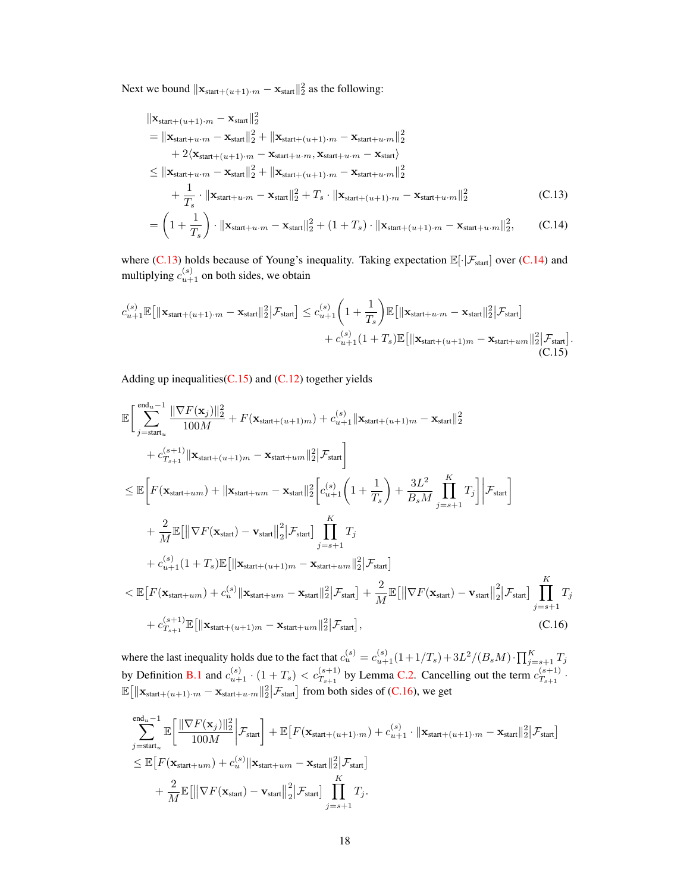Next we bound $\|\mathbf{x}_{\text{start}+(u+1)\cdot m} - \mathbf{x}_{\text{start}}\|_2^2$ as the following:

$$
\begin{aligned}
&\|\mathbf{x}_{\text{start}+(u+1)\cdot m} - \mathbf{x}_{\text{start}}\|_2^2 \\
&= \|\mathbf{x}_{\text{start}+u\cdot m} - \mathbf{x}_{\text{start}}\|_2^2 + \|\mathbf{x}_{\text{start}+(u+1)\cdot m} - \mathbf{x}_{\text{start}+u\cdot m}\|_2^2 \\
&\quad + 2\langle \mathbf{x}_{\text{start}+(u+1)\cdot m} - \mathbf{x}_{\text{start}+u\cdot m}, \mathbf{x}_{\text{start}+u\cdot m} - \mathbf{x}_{\text{start}}\rangle \\
&\le \|\mathbf{x}_{\text{start}+u\cdot m} - \mathbf{x}_{\text{start}}\|_2^2 + \|\mathbf{x}_{\text{start}+(u+1)\cdot m} - \mathbf{x}_{\text{start}+u\cdot m}\|_2^2 \\
&\quad + \frac{1}{T_s}\cdot \|\mathbf{x}_{\text{start}+u\cdot m} - \mathbf{x}_{\text{start}}\|_2^2 + T_s \cdot \|\mathbf{x}_{\text{start}+(u+1)\cdot m} - \mathbf{x}_{\text{start}+u\cdot m}\|_2^2 && \text{(C.13)} \\
&= \left(1 + \frac{1}{T_s}\right)\cdot \|\mathbf{x}_{\text{start}+u\cdot m} - \mathbf{x}_{\text{start}}\|_2^2 + (1+T_s)\cdot \|\mathbf{x}_{\text{start}+(u+1)\cdot m} - \mathbf{x}_{\text{start}+u\cdot m}\|_2^2, && \text{(C.14)}
\end{aligned}
$$

where (C.13) holds because of Young's inequality. Taking expectation $\mathbb{E}[\cdot|\mathcal{F}_{\text{start}}]$ over (C.14) and multiplying $c_{u+1}^{(s)}$ on both sides, we obtain

$$
\begin{aligned}
c_{u+1}^{(s)}\mathbb{E}\big[\|\mathbf{x}_{\text{start}+(u+1)\cdot m} - \mathbf{x}_{\text{start}}\|_2^2\big|\mathcal{F}_{\text{start}}\big] &\le c_{u+1}^{(s)}\left(1+\frac{1}{T_s}\right)\mathbb{E}\big[\|\mathbf{x}_{\text{start}+u\cdot m} - \mathbf{x}_{\text{start}}\|_2^2\big|\mathcal{F}_{\text{start}}\big] \\
&\quad + c_{u+1}^{(s)}(1+T_s)\mathbb{E}\big[\|\mathbf{x}_{\text{start}+(u+1)m} - \mathbf{x}_{\text{start}+um}\|_2^2\big|\mathcal{F}_{\text{start}}\big]. \qquad \text{(C.15)}
\end{aligned}
$$

Adding up inequalities(C.15) and (C.12) together yields

$$
\begin{aligned}
&\mathbb{E}\Bigg[\sum_{j=\text{start}_u}^{\text{end}_u - 1}\frac{\|\nabla F(\mathbf{x}_j)\|_2^2}{100M} + F(\mathbf{x}_{\text{start}+(u+1)m}) + c_{u+1}^{(s)}\|\mathbf{x}_{\text{start}+(u+1)m} - \mathbf{x}_{\text{start}}\|_2^2 \\
&\quad + c_{T_{s+1}}^{(s+1)}\|\mathbf{x}_{\text{start}+(u+1)m} - \mathbf{x}_{\text{start}+um}\|_2^2\Big|\mathcal{F}_{\text{start}}\Bigg] \\
&\le \mathbb{E}\Bigg[F(\mathbf{x}_{\text{start}+um}) + \|\mathbf{x}_{\text{start}+um} - \mathbf{x}_{\text{start}}\|_2^2\Bigg[c_{u+1}^{(s)}\left(1+\frac{1}{T_s}\right) + \frac{3L^2}{B_s M}\prod_{j=s+1}^{K}T_j\Bigg]\Bigg|\mathcal{F}_{\text{start}}\Bigg] \\
&\quad + \frac{2}{M}\mathbb{E}\big[\|\nabla F(\mathbf{x}_{\text{start}}) - \mathbf{v}_{\text{start}}\|_2^2\big|\mathcal{F}_{\text{start}}\big]\prod_{j=s+1}^{K}T_j \\
&\quad + c_{u+1}^{(s)}(1+T_s)\mathbb{E}\big[\|\mathbf{x}_{\text{start}+(u+1)m} - \mathbf{x}_{\text{start}+um}\|_2^2\big|\mathcal{F}_{\text{start}}\big] \\
&< \mathbb{E}\big[F(\mathbf{x}_{\text{start}+um}) + c_u^{(s)}\|\mathbf{x}_{\text{start}+um} - \mathbf{x}_{\text{start}}\|_2^2\big|\mathcal{F}_{\text{start}}\big] + \frac{2}{M}\mathbb{E}\big[\|\nabla F(\mathbf{x}_{\text{start}}) - \mathbf{v}_{\text{start}}\|_2^2\big|\mathcal{F}_{\text{start}}\big]\prod_{j=s+1}^{K}T_j \\
&\quad + c_{T_{s+1}}^{(s+1)}\mathbb{E}\big[\|\mathbf{x}_{\text{start}+(u+1)m} - \mathbf{x}_{\text{start}+um}\|_2^2\big|\mathcal{F}_{\text{start}}\big], \qquad \text{(C.16)}
\end{aligned}
$$

where the last inequality holds due to the fact that $c_u^{(s)} = c_{u+1}^{(s)}(1+1/T_s) + 3L^2/(B_s M)\cdot\prod_{j=s+1}^{K}T_j$ by Definition B.1 and $c_{u+1}^{(s)}\cdot(1+T_s) < c_{T_{s+1}}^{(s+1)}$ by Lemma C.2. Cancelling out the term $c_{T_{s+1}}^{(s+1)}\cdot\mathbb{E}\big[\|\mathbf{x}_{\text{start}+(u+1)\cdot m} - \mathbf{x}_{\text{start}+u\cdot m}\|_2^2\big|\mathcal{F}_{\text{start}}\big]$ from both sides of (C.16), we get

$$
\begin{aligned}
&\sum_{j=\text{start}_u}^{\text{end}_u - 1}\mathbb{E}\bigg[\frac{\|\nabla F(\mathbf{x}_j)\|_2^2}{100M}\bigg|\mathcal{F}_{\text{start}}\bigg] + \mathbb{E}\big[F(\mathbf{x}_{\text{start}+(u+1)\cdot m}) + c_{u+1}^{(s)}\cdot\|\mathbf{x}_{\text{start}+(u+1)\cdot m} - \mathbf{x}_{\text{start}}\|_2^2\big|\mathcal{F}_{\text{start}}\big] \\
&\le \mathbb{E}\big[F(\mathbf{x}_{\text{start}+um}) + c_u^{(s)}\|\mathbf{x}_{\text{start}+um} - \mathbf{x}_{\text{start}}\|_2^2\big|\mathcal{F}_{\text{start}}\big] \\
&\quad + \frac{2}{M}\mathbb{E}\big[\|\nabla F(\mathbf{x}_{\text{start}}) - \mathbf{v}_{\text{start}}\|_2^2\big|\mathcal{F}_{\text{start}}\big]\prod_{j=s+1}^{K}T_j.
\end{aligned}
$$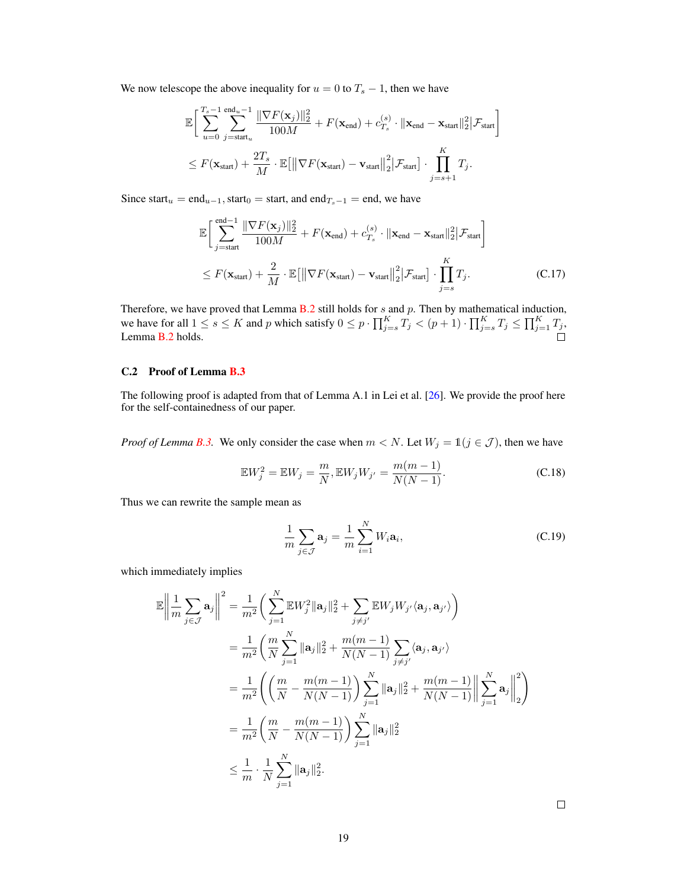We now telescope the above inequality for $u = 0$ to $T_s - 1$, then we have

$$
\mathbb{E}\bigg[\sum_{u=0}^{T_s-1}\sum_{j=\text{start}_u}^{\text{end}_u-1}\frac{\|\nabla F(\mathbf{x}_j)\|_2^2}{100M} + F(\mathbf{x}_{\text{end}}) + c_{T_s}^{(s)}\cdot\|\mathbf{x}_{\text{end}} - \mathbf{x}_{\text{start}}\|_2^2\big|\mathcal{F}_{\text{start}}\bigg]
$$
$$
\le F(\mathbf{x}_{\text{start}}) + \frac{2T_s}{M}\cdot\mathbb{E}\big[\big\|\nabla F(\mathbf{x}_{\text{start}}) - \mathbf{v}_{\text{start}}\big\|_2^2\big|\mathcal{F}_{\text{start}}\big]\cdot\prod_{j=s+1}^{K}T_j.
$$

Since $\text{start}_u = \text{end}_{u-1}$, $\text{start}_0 = \text{start}$, and $\text{end}_{T_s-1} = \text{end}$, we have

$$
\mathbb{E}\bigg[\sum_{j=\text{start}}^{\text{end}-1}\frac{\|\nabla F(\mathbf{x}_j)\|_2^2}{100M} + F(\mathbf{x}_{\text{end}}) + c_{T_s}^{(s)}\cdot\|\mathbf{x}_{\text{end}} - \mathbf{x}_{\text{start}}\|_2^2\big|\mathcal{F}_{\text{start}}\bigg]
$$
$$
\le F(\mathbf{x}_{\text{start}}) + \frac{2}{M}\cdot\mathbb{E}\big[\big\|\nabla F(\mathbf{x}_{\text{start}}) - \mathbf{v}_{\text{start}}\big\|_2^2\big|\mathcal{F}_{\text{start}}\big]\cdot\prod_{j=s}^{K}T_j. \tag{C.17}
$$

Therefore, we have proved that Lemma B.2 still holds for $s$ and $p$. Then by mathematical induction, we have for all $1 \le s \le K$ and $p$ which satisfy $0 \le p\cdot\prod_{j=s}^{K}T_j < (p+1)\cdot\prod_{j=s}^{K}T_j \le \prod_{j=1}^{K}T_j$, Lemma B.2 holds. □

## C.2 Proof of Lemma B.3

The following proof is adapted from that of Lemma A.1 in Lei et al. [26]. We provide the proof here for the self-containedness of our paper.

*Proof of Lemma B.3.* We only consider the case when $m < N$. Let $W_j = \mathbb{1}(j \in \mathcal{J})$, then we have

$$
\mathbb{E}W_j^2 = \mathbb{E}W_j = \frac{m}{N}, \mathbb{E}W_jW_{j'} = \frac{m(m-1)}{N(N-1)}. \tag{C.18}
$$

Thus we can rewrite the sample mean as

$$
\frac{1}{m}\sum_{j\in\mathcal{J}}\mathbf{a}_j = \frac{1}{m}\sum_{i=1}^{N}W_i\mathbf{a}_i, \tag{C.19}
$$

which immediately implies

$$
\begin{aligned}
\mathbb{E}\bigg\|\frac{1}{m}\sum_{j\in\mathcal{J}}\mathbf{a}_j\bigg\|^2 &= \frac{1}{m^2}\bigg(\sum_{j=1}^{N}\mathbb{E}W_j^2\|\mathbf{a}_j\|_2^2 + \sum_{j\neq j'}\mathbb{E}W_jW_{j'}\langle\mathbf{a}_j,\mathbf{a}_{j'}\rangle\bigg)\\
&= \frac{1}{m^2}\bigg(\frac{m}{N}\sum_{j=1}^{N}\|\mathbf{a}_j\|_2^2 + \frac{m(m-1)}{N(N-1)}\sum_{j\neq j'}\langle\mathbf{a}_j,\mathbf{a}_{j'}\rangle\bigg)\\
&= \frac{1}{m^2}\bigg(\bigg(\frac{m}{N} - \frac{m(m-1)}{N(N-1)}\bigg)\sum_{j=1}^{N}\|\mathbf{a}_j\|_2^2 + \frac{m(m-1)}{N(N-1)}\bigg\|\sum_{j=1}^{N}\mathbf{a}_j\bigg\|_2^2\bigg)\\
&= \frac{1}{m^2}\bigg(\frac{m}{N} - \frac{m(m-1)}{N(N-1)}\bigg)\sum_{j=1}^{N}\|\mathbf{a}_j\|_2^2\\
&\le \frac{1}{m}\cdot\frac{1}{N}\sum_{j=1}^{N}\|\mathbf{a}_j\|_2^2.
\end{aligned}
$$

□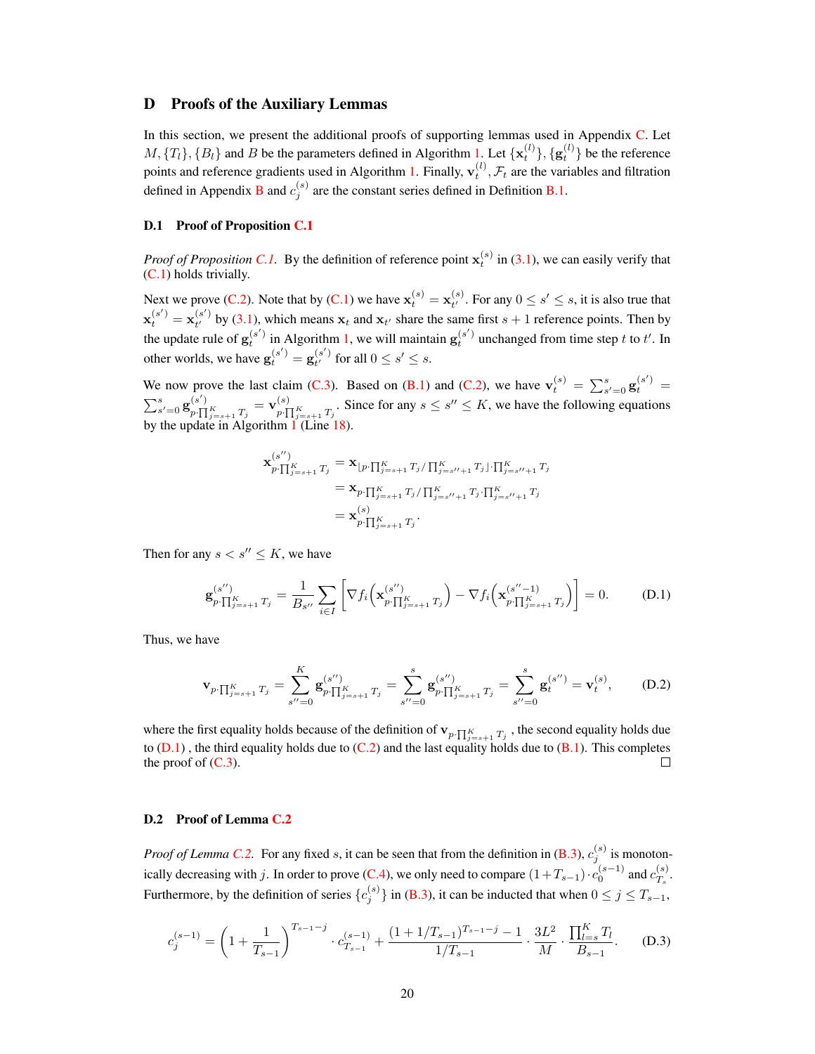# D Proofs of the Auxiliary Lemmas

In this section, we present the additional proofs of supporting lemmas used in Appendix C. Let $M, \{T_l\}, \{B_l\}$ and $B$ be the parameters defined in Algorithm 1. Let $\{\mathbf{x}_t^{(l)}\}, \{\mathbf{g}_t^{(l)}\}$ be the reference points and reference gradients used in Algorithm 1. Finally, $\mathbf{v}_t^{(l)}, \mathcal{F}_t$ are the variables and filtration defined in Appendix B and $c_j^{(s)}$ are the constant series defined in Definition B.1.

## D.1 Proof of Proposition C.1

*Proof of Proposition C.1.* By the definition of reference point $\mathbf{x}_t^{(s)}$ in (3.1), we can easily verify that (C.1) holds trivially.

Next we prove (C.2). Note that by (C.1) we have $\mathbf{x}_t^{(s)} = \mathbf{x}_{t'}^{(s)}$. For any $0 \le s' \le s$, it is also true that $\mathbf{x}_t^{(s')} = \mathbf{x}_{t'}^{(s')}$ by (3.1), which means $\mathbf{x}_t$ and $\mathbf{x}_{t'}$ share the same first $s+1$ reference points. Then by the update rule of $\mathbf{g}_t^{(s')}$ in Algorithm 1, we will maintain $\mathbf{g}_t^{(s')}$ unchanged from time step $t$ to $t'$. In other worlds, we have $\mathbf{g}_t^{(s')} = \mathbf{g}_{t'}^{(s')}$ for all $0 \le s' \le s$.

We now prove the last claim (C.3). Based on (B.1) and (C.2), we have $\mathbf{v}_t^{(s)} = \sum_{s'=0}^{s} \mathbf{g}_t^{(s')} = \sum_{s'=0}^{s} \mathbf{g}^{(s')}_{p\cdot\prod_{j=s+1}^K T_j} = \mathbf{v}^{(s)}_{p\cdot\prod_{j=s+1}^K T_j}$. Since for any $s \le s'' \le K$, we have the following equations by the update in Algorithm 1 (Line 18).

$$
\begin{aligned}
\mathbf{x}^{(s'')}_{p\cdot\prod_{j=s+1}^K T_j} &= \mathbf{x}_{\lfloor p\cdot\prod_{j=s+1}^K T_j / \prod_{j=s''+1}^K T_j \rfloor \cdot \prod_{j=s''+1}^K T_j} \\
&= \mathbf{x}_{p\cdot\prod_{j=s+1}^K T_j / \prod_{j=s''+1}^K T_j \cdot \prod_{j=s''+1}^K T_j} \\
&= \mathbf{x}^{(s)}_{p\cdot\prod_{j=s+1}^K T_j}.
\end{aligned}
$$

Then for any $s < s'' \le K$, we have

$$
\mathbf{g}^{(s'')}_{p\cdot\prod_{j=s+1}^K T_j} = \frac{1}{B_{s''}} \sum_{i\in I} \Big[ \nabla f_i\Big(\mathbf{x}^{(s'')}_{p\cdot\prod_{j=s+1}^K T_j}\Big) - \nabla f_i\Big(\mathbf{x}^{(s''-1)}_{p\cdot\prod_{j=s+1}^K T_j}\Big) \Big] = 0. \tag{D.1}
$$

Thus, we have

$$
\mathbf{v}_{p\cdot\prod_{j=s+1}^K T_j} = \sum_{s''=0}^{K} \mathbf{g}^{(s'')}_{p\cdot\prod_{j=s+1}^K T_j} = \sum_{s''=0}^{s} \mathbf{g}^{(s'')}_{p\cdot\prod_{j=s+1}^K T_j} = \sum_{s''=0}^{s} \mathbf{g}_t^{(s'')} = \mathbf{v}_t^{(s)}, \tag{D.2}
$$

where the first equality holds because of the definition of $\mathbf{v}_{p\cdot\prod_{j=s+1}^K T_j}$, the second equality holds due to (D.1) , the third equality holds due to (C.2) and the last equality holds due to (B.1). This completes the proof of (C.3). $\square$

## D.2 Proof of Lemma C.2

*Proof of Lemma C.2.* For any fixed $s$, it can be seen that from the definition in (B.3), $c_j^{(s)}$ is monotonically decreasing with $j$. In order to prove (C.4), we only need to compare $(1+T_{s-1})\cdot c_0^{(s-1)}$ and $c_{T_s}^{(s)}$. Furthermore, by the definition of series $\{c_j^{(s)}\}$ in (B.3), it can be inducted that when $0 \le j \le T_{s-1}$,

$$
c_j^{(s-1)} = \left(1 + \frac{1}{T_{s-1}}\right)^{T_{s-1}-j} \cdot c_{T_{s-1}}^{(s-1)} + \frac{(1+1/T_{s-1})^{T_{s-1}-j} - 1}{1/T_{s-1}} \cdot \frac{3L^2}{M} \cdot \frac{\prod_{l=s}^K T_l}{B_{s-1}}. \tag{D.3}
$$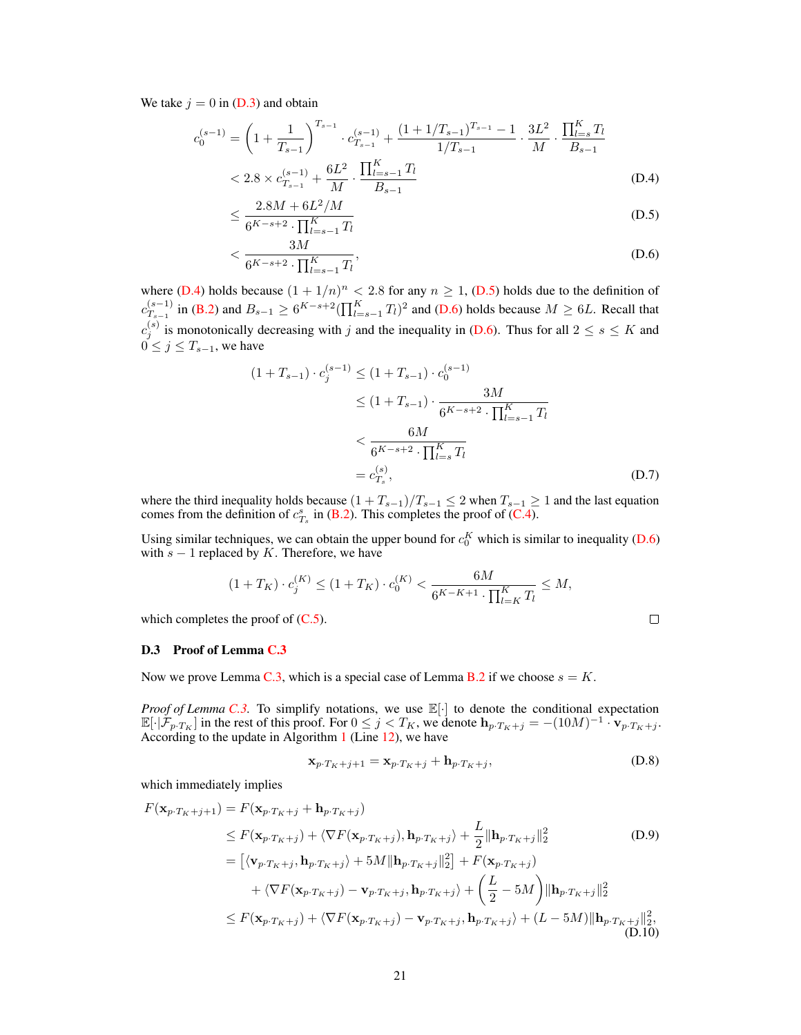We take $j = 0$ in (D.3) and obtain

$$
\begin{aligned}
c_0^{(s-1)} &= \left(1 + \frac{1}{T_{s-1}}\right)^{T_{s-1}} \cdot c_{T_{s-1}}^{(s-1)} + \frac{(1 + 1/T_{s-1})^{T_{s-1}} - 1}{1/T_{s-1}} \cdot \frac{3L^2}{M} \cdot \frac{\prod_{l=s}^{K} T_l}{B_{s-1}} \\
&< 2.8 \times c_{T_{s-1}}^{(s-1)} + \frac{6L^2}{M} \cdot \frac{\prod_{l=s-1}^{K} T_l}{B_{s-1}} \qquad \text{(D.4)} \\
&\leq \frac{2.8M + 6L^2/M}{6^{K-s+2} \cdot \prod_{l=s-1}^{K} T_l} \qquad \text{(D.5)} \\
&< \frac{3M}{6^{K-s+2} \cdot \prod_{l=s-1}^{K} T_l}, \qquad \text{(D.6)}
\end{aligned}
$$

where (D.4) holds because $(1 + 1/n)^n < 2.8$ for any $n \geq 1$, (D.5) holds due to the definition of $c_{T_{s-1}}^{(s-1)}$ in (B.2) and $B_{s-1} \geq 6^{K-s+2}(\prod_{l=s-1}^{K} T_l)^2$ and (D.6) holds because $M \geq 6L$. Recall that $c_j^{(s)}$ is monotonically decreasing with $j$ and the inequality in (D.6). Thus for all $2 \leq s \leq K$ and $0 \leq j \leq T_{s-1}$, we have

$$
\begin{aligned}
(1 + T_{s-1}) \cdot c_j^{(s-1)} &\leq (1 + T_{s-1}) \cdot c_0^{(s-1)} \\
&\leq (1 + T_{s-1}) \cdot \frac{3M}{6^{K-s+2} \cdot \prod_{l=s-1}^{K} T_l} \\
&< \frac{6M}{6^{K-s+2} \cdot \prod_{l=s}^{K} T_l} \\
&= c_{T_s}^{(s)}, \qquad \text{(D.7)}
\end{aligned}
$$

where the third inequality holds because $(1 + T_{s-1})/T_{s-1} \leq 2$ when $T_{s-1} \geq 1$ and the last equation comes from the definition of $c_{T_s}^{s}$ in (B.2). This completes the proof of (C.4).

Using similar techniques, we can obtain the upper bound for $c_0^K$ which is similar to inequality (D.6) with $s - 1$ replaced by $K$. Therefore, we have

$$
(1 + T_K) \cdot c_j^{(K)} \leq (1 + T_K) \cdot c_0^{(K)} < \frac{6M}{6^{K-K+1} \cdot \prod_{l=K}^{K} T_l} \leq M,
$$

which completes the proof of (C.5). $\square$

### D.3 Proof of Lemma C.3

Now we prove Lemma C.3, which is a special case of Lemma B.2 if we choose $s = K$.

*Proof of Lemma C.3.* To simplify notations, we use $\mathbb{E}[\cdot]$ to denote the conditional expectation $\mathbb{E}[\cdot|\mathcal{F}_{p \cdot T_K}]$ in the rest of this proof. For $0 \leq j < T_K$, we denote $\mathbf{h}_{p \cdot T_K + j} = -(10M)^{-1} \cdot \mathbf{v}_{p \cdot T_K + j}$. According to the update in Algorithm 1 (Line 12), we have

$$
\mathbf{x}_{p \cdot T_K + j + 1} = \mathbf{x}_{p \cdot T_K + j} + \mathbf{h}_{p \cdot T_K + j}, \qquad \text{(D.8)}
$$

which immediately implies

$$
\begin{aligned}
F(\mathbf{x}_{p \cdot T_K + j + 1}) &= F(\mathbf{x}_{p \cdot T_K + j} + \mathbf{h}_{p \cdot T_K + j}) \\
&\leq F(\mathbf{x}_{p \cdot T_K + j}) + \langle \nabla F(\mathbf{x}_{p \cdot T_K + j}), \mathbf{h}_{p \cdot T_K + j} \rangle + \frac{L}{2} \|\mathbf{h}_{p \cdot T_K + j}\|_2^2 \qquad \text{(D.9)} \\
&= \left[\langle \mathbf{v}_{p \cdot T_K + j}, \mathbf{h}_{p \cdot T_K + j} \rangle + 5M \|\mathbf{h}_{p \cdot T_K + j}\|_2^2\right] + F(\mathbf{x}_{p \cdot T_K + j}) \\
&\quad + \langle \nabla F(\mathbf{x}_{p \cdot T_K + j}) - \mathbf{v}_{p \cdot T_K + j}, \mathbf{h}_{p \cdot T_K + j} \rangle + \left(\frac{L}{2} - 5M\right) \|\mathbf{h}_{p \cdot T_K + j}\|_2^2 \\
&\leq F(\mathbf{x}_{p \cdot T_K + j}) + \langle \nabla F(\mathbf{x}_{p \cdot T_K + j}) - \mathbf{v}_{p \cdot T_K + j}, \mathbf{h}_{p \cdot T_K + j} \rangle + (L - 5M) \|\mathbf{h}_{p \cdot T_K + j}\|_2^2, \qquad \text{(D.10)}
\end{aligned}
$$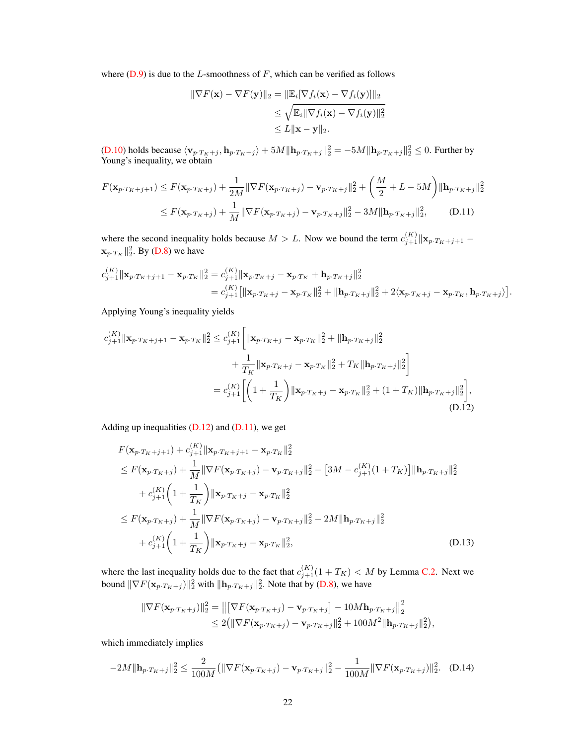where (D.9) is due to the $L$-smoothness of $F$, which can be verified as follows

$$
\begin{aligned}
\|\nabla F(\mathbf{x}) - \nabla F(\mathbf{y})\|_2 &= \|\mathbb{E}_i[\nabla f_i(\mathbf{x}) - \nabla f_i(\mathbf{y})]\|_2 \\
&\le \sqrt{\mathbb{E}_i \|\nabla f_i(\mathbf{x}) - \nabla f_i(\mathbf{y})\|_2^2} \\
&\le L\|\mathbf{x} - \mathbf{y}\|_2.
\end{aligned}
$$

(D.10) holds because $\langle \mathbf{v}_{p\cdot T_K+j}, \mathbf{h}_{p\cdot T_K+j}\rangle + 5M\|\mathbf{h}_{p\cdot T_K+j}\|_2^2 = -5M\|\mathbf{h}_{p\cdot T_K+j}\|_2^2 \le 0$. Further by Young's inequality, we obtain

$$
\begin{aligned}
F(\mathbf{x}_{p\cdot T_K+j+1}) &\le F(\mathbf{x}_{p\cdot T_K+j}) + \frac{1}{2M}\|\nabla F(\mathbf{x}_{p\cdot T_K+j}) - \mathbf{v}_{p\cdot T_K+j}\|_2^2 + \bigg(\frac{M}{2} + L - 5M\bigg)\|\mathbf{h}_{p\cdot T_K+j}\|_2^2 \\
&\le F(\mathbf{x}_{p\cdot T_K+j}) + \frac{1}{M}\|\nabla F(\mathbf{x}_{p\cdot T_K+j}) - \mathbf{v}_{p\cdot T_K+j}\|_2^2 - 3M\|\mathbf{h}_{p\cdot T_K+j}\|_2^2, \qquad \text{(D.11)}
\end{aligned}
$$

where the second inequality holds because $M > L$. Now we bound the term $c_{j+1}^{(K)}\|\mathbf{x}_{p\cdot T_K+j+1} - \mathbf{x}_{p\cdot T_K}\|_2^2$. By (D.8) we have

$$
\begin{aligned}
c_{j+1}^{(K)}\|\mathbf{x}_{p\cdot T_K+j+1} - \mathbf{x}_{p\cdot T_K}\|_2^2 &= c_{j+1}^{(K)}\|\mathbf{x}_{p\cdot T_K+j} - \mathbf{x}_{p\cdot T_K} + \mathbf{h}_{p\cdot T_K+j}\|_2^2 \\
&= c_{j+1}^{(K)}\big[\|\mathbf{x}_{p\cdot T_K+j} - \mathbf{x}_{p\cdot T_K}\|_2^2 + \|\mathbf{h}_{p\cdot T_K+j}\|_2^2 + 2\langle \mathbf{x}_{p\cdot T_K+j} - \mathbf{x}_{p\cdot T_K}, \mathbf{h}_{p\cdot T_K+j}\rangle\big].
\end{aligned}
$$

Applying Young's inequality yields

$$
\begin{aligned}
c_{j+1}^{(K)}\|\mathbf{x}_{p\cdot T_K+j+1} - \mathbf{x}_{p\cdot T_K}\|_2^2 &\le c_{j+1}^{(K)}\bigg[\|\mathbf{x}_{p\cdot T_K+j} - \mathbf{x}_{p\cdot T_K}\|_2^2 + \|\mathbf{h}_{p\cdot T_K+j}\|_2^2 \\
&\qquad + \frac{1}{T_K}\|\mathbf{x}_{p\cdot T_K+j} - \mathbf{x}_{p\cdot T_K}\|_2^2 + T_K\|\mathbf{h}_{p\cdot T_K+j}\|_2^2\bigg] \\
&= c_{j+1}^{(K)}\bigg[\bigg(1 + \frac{1}{T_K}\bigg)\|\mathbf{x}_{p\cdot T_K+j} - \mathbf{x}_{p\cdot T_K}\|_2^2 + (1 + T_K)\|\mathbf{h}_{p\cdot T_K+j}\|_2^2\bigg], \qquad \text{(D.12)}
\end{aligned}
$$

Adding up inequalities (D.12) and (D.11), we get

$$
\begin{aligned}
&F(\mathbf{x}_{p\cdot T_K+j+1}) + c_{j+1}^{(K)}\|\mathbf{x}_{p\cdot T_K+j+1} - \mathbf{x}_{p\cdot T_K}\|_2^2 \\
&\le F(\mathbf{x}_{p\cdot T_K+j}) + \frac{1}{M}\|\nabla F(\mathbf{x}_{p\cdot T_K+j}) - \mathbf{v}_{p\cdot T_K+j}\|_2^2 - \big[3M - c_{j+1}^{(K)}(1 + T_K)\big]\|\mathbf{h}_{p\cdot T_K+j}\|_2^2 \\
&\quad + c_{j+1}^{(K)}\bigg(1 + \frac{1}{T_K}\bigg)\|\mathbf{x}_{p\cdot T_K+j} - \mathbf{x}_{p\cdot T_K}\|_2^2 \\
&\le F(\mathbf{x}_{p\cdot T_K+j}) + \frac{1}{M}\|\nabla F(\mathbf{x}_{p\cdot T_K+j}) - \mathbf{v}_{p\cdot T_K+j}\|_2^2 - 2M\|\mathbf{h}_{p\cdot T_K+j}\|_2^2 \\
&\quad + c_{j+1}^{(K)}\bigg(1 + \frac{1}{T_K}\bigg)\|\mathbf{x}_{p\cdot T_K+j} - \mathbf{x}_{p\cdot T_K}\|_2^2, \qquad \text{(D.13)}
\end{aligned}
$$

where the last inequality holds due to the fact that $c_{j+1}^{(K)}(1 + T_K) < M$ by Lemma C.2. Next we bound $\|\nabla F(\mathbf{x}_{p\cdot T_K+j})\|_2^2$ with $\|\mathbf{h}_{p\cdot T_K+j}\|_2^2$. Note that by (D.8), we have

$$
\begin{aligned}
\|\nabla F(\mathbf{x}_{p\cdot T_K+j})\|_2^2 &= \big\|\big[\nabla F(\mathbf{x}_{p\cdot T_K+j}) - \mathbf{v}_{p\cdot T_K+j}\big] - 10M\mathbf{h}_{p\cdot T_K+j}\big\|_2^2 \\
&\le 2\big(\|\nabla F(\mathbf{x}_{p\cdot T_K+j}) - \mathbf{v}_{p\cdot T_K+j}\|_2^2 + 100M^2\|\mathbf{h}_{p\cdot T_K+j}\|_2^2\big),
\end{aligned}
$$

which immediately implies

$$
-2M\|\mathbf{h}_{p\cdot T_K+j}\|_2^2 \le \frac{2}{100M}\big(\|\nabla F(\mathbf{x}_{p\cdot T_K+j}) - \mathbf{v}_{p\cdot T_K+j}\|_2^2 - \frac{1}{100M}\|\nabla F(\mathbf{x}_{p\cdot T_K+j})\|_2^2. \qquad \text{(D.14)}
$$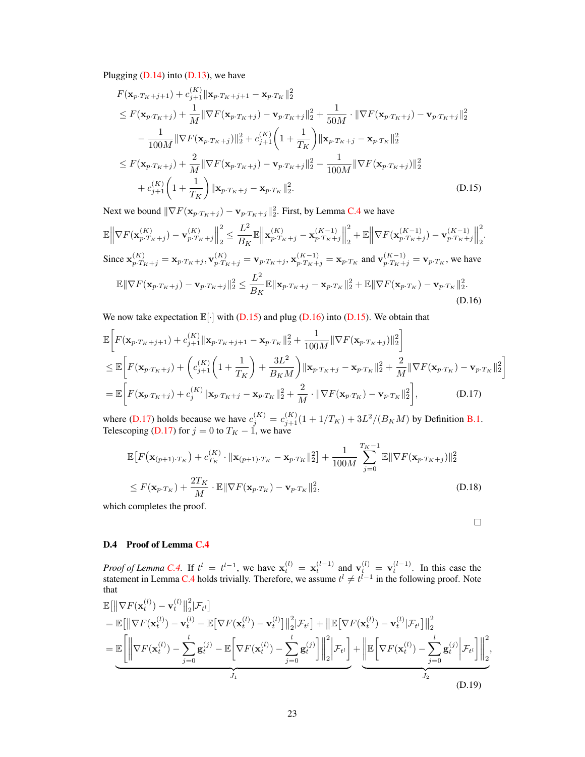Plugging (D.14) into (D.13), we have

$$
\begin{aligned}
&F(\mathbf{x}_{p\cdot T_K+j+1}) + c_{j+1}^{(K)}\|\mathbf{x}_{p\cdot T_K+j+1} - \mathbf{x}_{p\cdot T_K}\|_2^2 \\
&\le F(\mathbf{x}_{p\cdot T_K+j}) + \frac{1}{M}\|\nabla F(\mathbf{x}_{p\cdot T_K+j}) - \mathbf{v}_{p\cdot T_K+j}\|_2^2 + \frac{1}{50M}\cdot\|\nabla F(\mathbf{x}_{p\cdot T_K+j}) - \mathbf{v}_{p\cdot T_K+j}\|_2^2 \\
&\quad - \frac{1}{100M}\|\nabla F(\mathbf{x}_{p\cdot T_K+j})\|_2^2 + c_{j+1}^{(K)}\left(1+\frac{1}{T_K}\right)\|\mathbf{x}_{p\cdot T_K+j} - \mathbf{x}_{p\cdot T_K}\|_2^2 \\
&\le F(\mathbf{x}_{p\cdot T_K+j}) + \frac{2}{M}\|\nabla F(\mathbf{x}_{p\cdot T_K+j}) - \mathbf{v}_{p\cdot T_K+j}\|_2^2 - \frac{1}{100M}\|\nabla F(\mathbf{x}_{p\cdot T_K+j})\|_2^2 \\
&\quad + c_{j+1}^{(K)}\left(1+\frac{1}{T_K}\right)\|\mathbf{x}_{p\cdot T_K+j} - \mathbf{x}_{p\cdot T_K}\|_2^2.
\end{aligned}
\tag{D.15}
$$

Next we bound $\|\nabla F(\mathbf{x}_{p\cdot T_K+j}) - \mathbf{v}_{p\cdot T_K+j}\|_2^2$. First, by Lemma C.4 we have

$$
\mathbb{E}\left\|\nabla F(\mathbf{x}_{p\cdot T_K+j}^{(K)}) - \mathbf{v}_{p\cdot T_K+j}^{(K)}\right\|_2^2 \le \frac{L^2}{B_K}\mathbb{E}\left\|\mathbf{x}_{p\cdot T_K+j}^{(K)} - \mathbf{x}_{p\cdot T_K+j}^{(K-1)}\right\|_2^2 + \mathbb{E}\left\|\nabla F(\mathbf{x}_{p\cdot T_K+j}^{(K-1)}) - \mathbf{v}_{p\cdot T_K+j}^{(K-1)}\right\|_2^2.
$$

Since $\mathbf{x}_{p\cdot T_K+j}^{(K)} = \mathbf{x}_{p\cdot T_K+j}, \mathbf{v}_{p\cdot T_K+j}^{(K)} = \mathbf{v}_{p\cdot T_K+j}, \mathbf{x}_{p\cdot T_K+j}^{(K-1)} = \mathbf{x}_{p\cdot T_K}$ and $\mathbf{v}_{p\cdot T_K+j}^{(K-1)} = \mathbf{v}_{p\cdot T_K}$, we have

$$
\mathbb{E}\|\nabla F(\mathbf{x}_{p\cdot T_K+j}) - \mathbf{v}_{p\cdot T_K+j}\|_2^2 \le \frac{L^2}{B_K}\mathbb{E}\|\mathbf{x}_{p\cdot T_K+j} - \mathbf{x}_{p\cdot T_K}\|_2^2 + \mathbb{E}\|\nabla F(\mathbf{x}_{p\cdot T_K}) - \mathbf{v}_{p\cdot T_K}\|_2^2.
\tag{D.16}
$$

We now take expectation $\mathbb{E}[\cdot]$ with (D.15) and plug (D.16) into (D.15). We obtain that

$$
\begin{aligned}
&\mathbb{E}\left[F(\mathbf{x}_{p\cdot T_K+j+1}) + c_{j+1}^{(K)}\|\mathbf{x}_{p\cdot T_K+j+1} - \mathbf{x}_{p\cdot T_K}\|_2^2 + \frac{1}{100M}\|\nabla F(\mathbf{x}_{p\cdot T_K+j})\|_2^2\right] \\
&\le \mathbb{E}\left[F(\mathbf{x}_{p\cdot T_K+j}) + \left(c_{j+1}^{(K)}\left(1+\frac{1}{T_K}\right) + \frac{3L^2}{B_K M}\right)\|\mathbf{x}_{p\cdot T_K+j} - \mathbf{x}_{p\cdot T_K}\|_2^2 + \frac{2}{M}\|\nabla F(\mathbf{x}_{p\cdot T_K}) - \mathbf{v}_{p\cdot T_K}\|_2^2\right] \\
&= \mathbb{E}\left[F(\mathbf{x}_{p\cdot T_K+j}) + c_j^{(K)}\|\mathbf{x}_{p\cdot T_K+j} - \mathbf{x}_{p\cdot T_K}\|_2^2 + \frac{2}{M}\cdot\|\nabla F(\mathbf{x}_{p\cdot T_K}) - \mathbf{v}_{p\cdot T_K}\|_2^2\right],
\end{aligned}
\tag{D.17}
$$

where (D.17) holds because we have $c_j^{(K)} = c_{j+1}^{(K)}(1+1/T_K) + 3L^2/(B_K M)$ by Definition B.1. Telescoping (D.17) for $j = 0$ to $T_K - 1$, we have

$$
\begin{aligned}
&\mathbb{E}\big[F\big(\mathbf{x}_{(p+1)\cdot T_K}\big) + c_{T_K}^{(K)}\cdot\|\mathbf{x}_{(p+1)\cdot T_K} - \mathbf{x}_{p\cdot T_K}\|_2^2\big] + \frac{1}{100M}\sum_{j=0}^{T_K-1}\mathbb{E}\|\nabla F(\mathbf{x}_{p\cdot T_K+j})\|_2^2 \\
&\le F(\mathbf{x}_{p\cdot T_K}) + \frac{2T_K}{M}\cdot\mathbb{E}\|\nabla F(\mathbf{x}_{p\cdot T_K}) - \mathbf{v}_{p\cdot T_K}\|_2^2,
\end{aligned}
\tag{D.18}
$$

which completes the proof.

□

### D.4 Proof of Lemma C.4

*Proof of Lemma C.4.* If $t^l = t^{l-1}$, we have $\mathbf{x}_t^{(l)} = \mathbf{x}_t^{(l-1)}$ and $\mathbf{v}_t^{(l)} = \mathbf{v}_t^{(l-1)}$. In this case the statement in Lemma C.4 holds trivially. Therefore, we assume $t^l \neq t^{l-1}$ in the following proof. Note that

$$
\begin{aligned}
&\mathbb{E}\big[\|\nabla F(\mathbf{x}_t^{(l)}) - \mathbf{v}_t^{(l)}\|_2^2 | \mathcal{F}_{t^l}\big] \\
&= \mathbb{E}\big[\|\nabla F(\mathbf{x}_t^{(l)}) - \mathbf{v}_t^{(l)} - \mathbb{E}\big[\nabla F(\mathbf{x}_t^{(l)}) - \mathbf{v}_t^{(l)}\big]\|_2^2 | \mathcal{F}_{t^l}\big] + \big\|\mathbb{E}\big[\nabla F(\mathbf{x}_t^{(l)}) - \mathbf{v}_t^{(l)} | \mathcal{F}_{t^l}\big]\big\|_2^2 \\
&= \underbrace{\mathbb{E}\left[\left\|\nabla F(\mathbf{x}_t^{(l)}) - \sum_{j=0}^{l}\mathbf{g}_t^{(j)} - \mathbb{E}\left[\nabla F(\mathbf{x}_t^{(l)}) - \sum_{j=0}^{l}\mathbf{g}_t^{(j)}\right]\right\|_2^2 \middle| \mathcal{F}_{t^l}\right]}_{J_1} + \underbrace{\left\|\mathbb{E}\left[\nabla F(\mathbf{x}_t^{(l)}) - \sum_{j=0}^{l}\mathbf{g}_t^{(j)} \middle| \mathcal{F}_{t^l}\right]\right\|_2^2}_{J_2},
\end{aligned}
\tag{D.19}
$$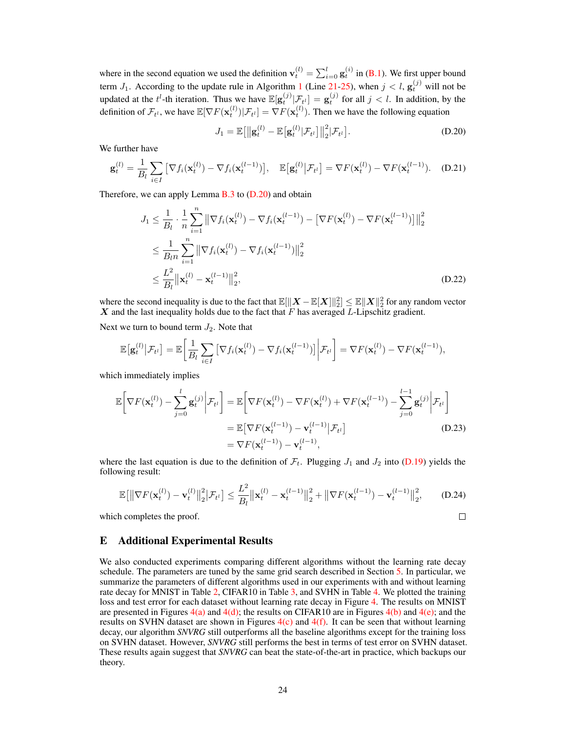where in the second equation we used the definition $\mathbf{v}_t^{(l)} = \sum_{i=0}^{l} \mathbf{g}_t^{(i)}$ in (B.1). We first upper bound term $J_1$. According to the update rule in Algorithm 1 (Line 21-25), when $j < l$, $\mathbf{g}_t^{(j)}$ will not be updated at the $t^l$-th iteration. Thus we have $\mathbb{E}[\mathbf{g}_t^{(j)}|\mathcal{F}_{t^l}] = \mathbf{g}_t^{(j)}$ for all $j < l$. In addition, by the definition of $\mathcal{F}_{t^l}$, we have $\mathbb{E}[\nabla F(\mathbf{x}_t^{(l)})|\mathcal{F}_{t^l}] = \nabla F(\mathbf{x}_t^{(l)})$. Then we have the following equation

$$J_1 = \mathbb{E}\big[\big\|\mathbf{g}_t^{(l)} - \mathbb{E}\big[\mathbf{g}_t^{(l)}|\mathcal{F}_{t^l}\big]\big\|_2^2|\mathcal{F}_{t^l}\big]. \tag{D.20}$$

We further have

$$\mathbf{g}_t^{(l)} = \frac{1}{B_l}\sum_{i\in I}\big[\nabla f_i(\mathbf{x}_t^{(l)}) - \nabla f_i(\mathbf{x}_t^{(l-1)})\big], \quad \mathbb{E}\big[\mathbf{g}_t^{(l)}\big|\mathcal{F}_{t^l}\big] = \nabla F(\mathbf{x}_t^{(l)}) - \nabla F(\mathbf{x}_t^{(l-1)}). \tag{D.21}$$

Therefore, we can apply Lemma B.3 to (D.20) and obtain

$$\begin{aligned}
J_1 &\le \frac{1}{B_l}\cdot\frac{1}{n}\sum_{i=1}^{n}\big\|\nabla f_i(\mathbf{x}_t^{(l)}) - \nabla f_i(\mathbf{x}_t^{(l-1)}) - \big[\nabla F(\mathbf{x}_t^{(l)}) - \nabla F(\mathbf{x}_t^{(l-1)})\big]\big\|_2^2 \\
&\le \frac{1}{B_l n}\sum_{i=1}^{n}\big\|\nabla f_i(\mathbf{x}_t^{(l)}) - \nabla f_i(\mathbf{x}_t^{(l-1)})\big\|_2^2 \\
&\le \frac{L^2}{B_l}\big\|\mathbf{x}_t^{(l)} - \mathbf{x}_t^{(l-1)}\big\|_2^2,
\end{aligned} \tag{D.22}$$

where the second inequality is due to the fact that $\mathbb{E}[\|\boldsymbol{X} - \mathbb{E}[\boldsymbol{X}]\|_2^2] \le \mathbb{E}\|\boldsymbol{X}\|_2^2$ for any random vector $\boldsymbol{X}$ and the last inequality holds due to the fact that $F$ has averaged $L$-Lipschitz gradient.

Next we turn to bound term $J_2$. Note that

$$\mathbb{E}\big[\mathbf{g}_t^{(l)}\big|\mathcal{F}_{t^l}\big] = \mathbb{E}\bigg[\frac{1}{B_l}\sum_{i\in I}\big[\nabla f_i(\mathbf{x}_t^{(l)}) - \nabla f_i(\mathbf{x}_t^{(l-1)})\big]\bigg|\mathcal{F}_{t^l}\bigg] = \nabla F(\mathbf{x}_t^{(l)}) - \nabla F(\mathbf{x}_t^{(l-1)}),$$

which immediately implies

$$\begin{aligned}
\mathbb{E}\bigg[\nabla F(\mathbf{x}_t^{(l)}) - \sum_{j=0}^{l}\mathbf{g}_t^{(j)}\bigg|\mathcal{F}_{t^l}\bigg] &= \mathbb{E}\bigg[\nabla F(\mathbf{x}_t^{(l)}) - \nabla F(\mathbf{x}_t^{(l)}) + \nabla F(\mathbf{x}_t^{(l-1)}) - \sum_{j=0}^{l-1}\mathbf{g}_t^{(j)}\bigg|\mathcal{F}_{t^l}\bigg] \\
&= \mathbb{E}\big[\nabla F(\mathbf{x}_t^{(l-1)}) - \mathbf{v}_t^{(l-1)}\big|\mathcal{F}_{t^l}\big] \\
&= \nabla F(\mathbf{x}_t^{(l-1)}) - \mathbf{v}_t^{(l-1)},
\end{aligned} \tag{D.23}$$

where the last equation is due to the definition of $\mathcal{F}_t$. Plugging $J_1$ and $J_2$ into (D.19) yields the following result:

$$\mathbb{E}\big[\big\|\nabla F(\mathbf{x}_t^{(l)}) - \mathbf{v}_t^{(l)}\big\|_2^2|\mathcal{F}_{t^l}\big] \le \frac{L^2}{B_l}\big\|\mathbf{x}_t^{(l)} - \mathbf{x}_t^{(l-1)}\big\|_2^2 + \big\|\nabla F(\mathbf{x}_t^{(l-1)}) - \mathbf{v}_t^{(l-1)}\big\|_2^2, \tag{D.24}$$

which completes the proof. □

## E Additional Experimental Results

We also conducted experiments comparing different algorithms without the learning rate decay schedule. The parameters are tuned by the same grid search described in Section 5. In particular, we summarize the parameters of different algorithms used in our experiments with and without learning rate decay for MNIST in Table 2, CIFAR10 in Table 3, and SVHN in Table 4. We plotted the training loss and test error for each dataset without learning rate decay in Figure 4. The results on MNIST are presented in Figures 4(a) and 4(d); the results on CIFAR10 are in Figures 4(b) and 4(e); and the results on SVHN dataset are shown in Figures 4(c) and 4(f). It can be seen that without learning decay, our algorithm *SNVRG* still outperforms all the baseline algorithms except for the training loss on SVHN dataset. However, *SNVRG* still performs the best in terms of test error on SVHN dataset. These results again suggest that *SNVRG* can beat the state-of-the-art in practice, which backups our theory.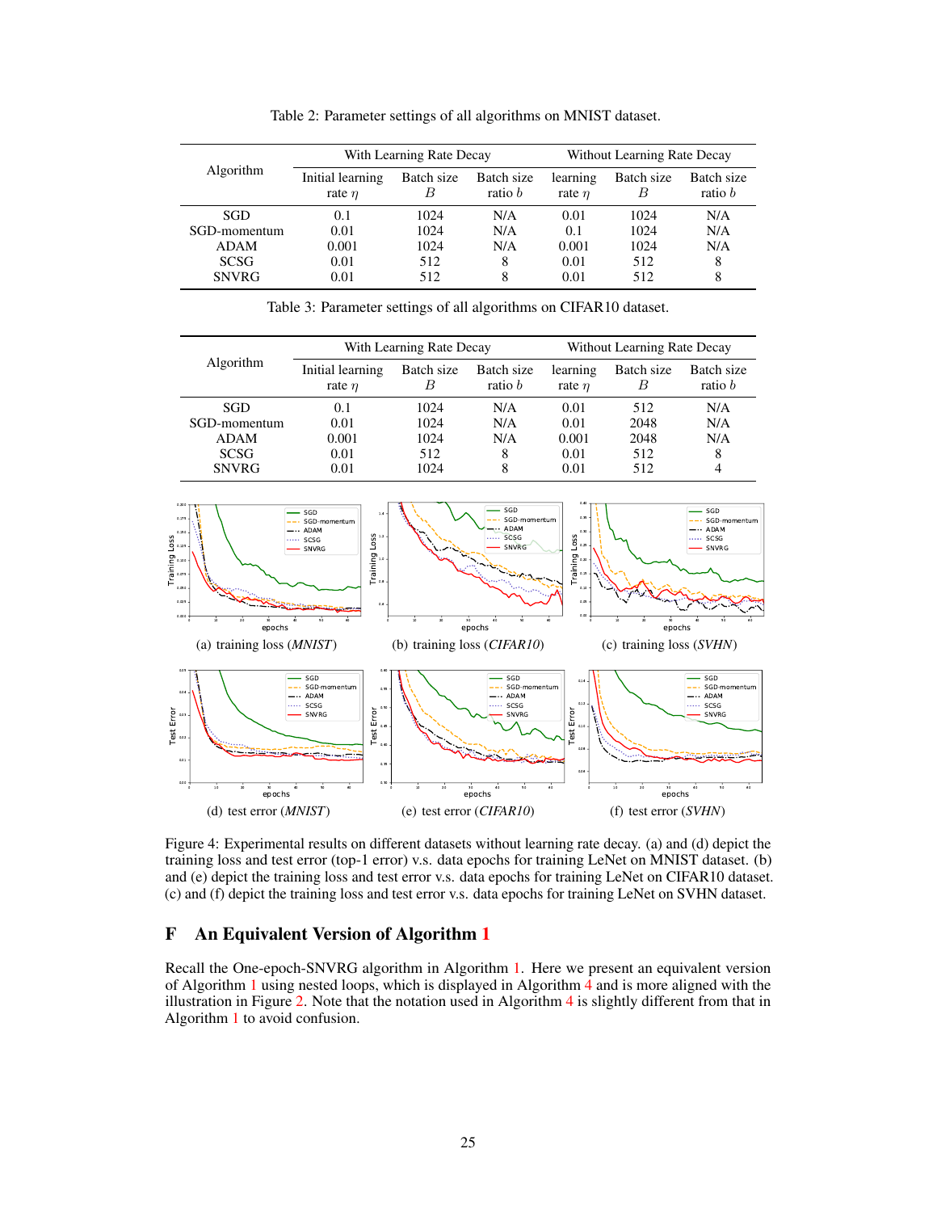Table 2: Parameter settings of all algorithms on MNIST dataset.

| Algorithm | With Learning Rate Decay | | | Without Learning Rate Decay | | |
|---|---|---|---|---|---|---|
| | Initial learning rate $\eta$ | Batch size $B$ | Batch size ratio $b$ | learning rate $\eta$ | Batch size $B$ | Batch size ratio $b$ |
| SGD | 0.1 | 1024 | N/A | 0.01 | 1024 | N/A |
| SGD-momentum | 0.01 | 1024 | N/A | 0.1 | 1024 | N/A |
| ADAM | 0.001 | 1024 | N/A | 0.001 | 1024 | N/A |
| SCSG | 0.01 | 512 | 8 | 0.01 | 512 | 8 |
| SNVRG | 0.01 | 512 | 8 | 0.01 | 512 | 8 |

Table 3: Parameter settings of all algorithms on CIFAR10 dataset.

| Algorithm | With Learning Rate Decay | | | Without Learning Rate Decay | | |
|---|---|---|---|---|---|---|
| | Initial learning rate $\eta$ | Batch size $B$ | Batch size ratio $b$ | learning rate $\eta$ | Batch size $B$ | Batch size ratio $b$ |
| SGD | 0.1 | 1024 | N/A | 0.01 | 512 | N/A |
| SGD-momentum | 0.01 | 1024 | N/A | 0.01 | 2048 | N/A |
| ADAM | 0.001 | 1024 | N/A | 0.001 | 2048 | N/A |
| SCSG | 0.01 | 512 | 8 | 0.01 | 512 | 8 |
| SNVRG | 0.01 | 1024 | 8 | 0.01 | 512 | 4 |

(a) training loss (*MNIST*) (b) training loss (*CIFAR10*) (c) training loss (*SVHN*)

(d) test error (*MNIST*) (e) test error (*CIFAR10*) (f) test error (*SVHN*)

Figure 4: Experimental results on different datasets without learning rate decay. (a) and (d) depict the training loss and test error (top-1 error) v.s. data epochs for training LeNet on MNIST dataset. (b) and (e) depict the training loss and test error v.s. data epochs for training LeNet on CIFAR10 dataset. (c) and (f) depict the training loss and test error v.s. data epochs for training LeNet on SVHN dataset.

## F An Equivalent Version of Algorithm 1

Recall the One-epoch-SNVRG algorithm in Algorithm 1. Here we present an equivalent version of Algorithm 1 using nested loops, which is displayed in Algorithm 4 and is more aligned with the illustration in Figure 2. Note that the notation used in Algorithm 4 is slightly different from that in Algorithm 1 to avoid confusion.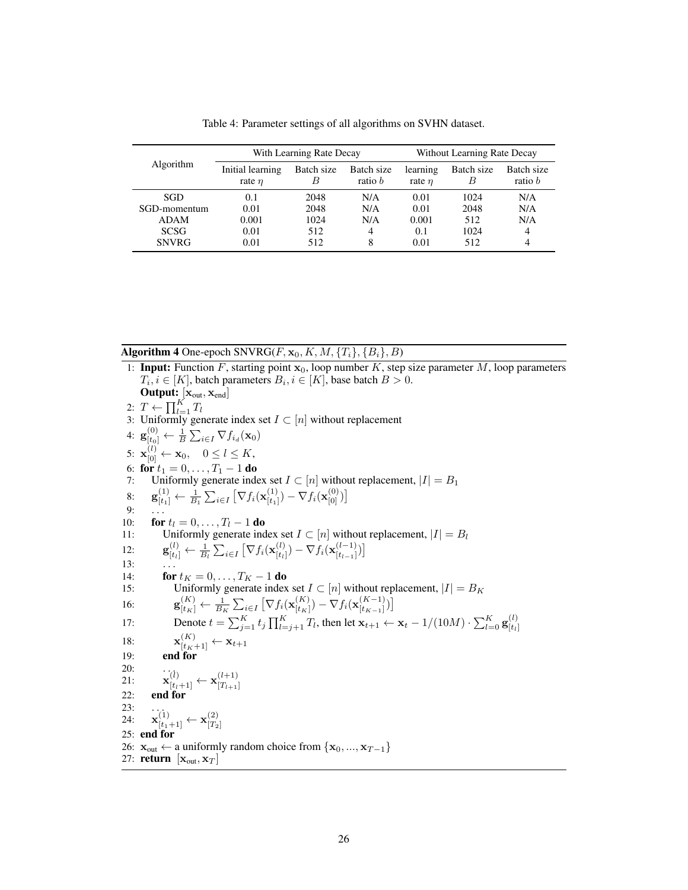Table 4: Parameter settings of all algorithms on SVHN dataset.

| Algorithm | With Learning Rate Decay | | | Without Learning Rate Decay | | |
|---|---|---|---|---|---|---|
| | Initial learning rate $\eta$ | Batch size $B$ | Batch size ratio $b$ | learning rate $\eta$ | Batch size $B$ | Batch size ratio $b$ |
| SGD | 0.1 | 2048 | N/A | 0.01 | 1024 | N/A |
| SGD-momentum | 0.01 | 2048 | N/A | 0.01 | 2048 | N/A |
| ADAM | 0.001 | 1024 | N/A | 0.001 | 512 | N/A |
| SCSG | 0.01 | 512 | 4 | 0.1 | 1024 | 4 |
| SNVRG | 0.01 | 512 | 8 | 0.01 | 512 | 4 |

**Algorithm 4** One-epoch SNVRG($F, \mathbf{x}_0, K, M, \{T_i\}, \{B_i\}, B$)

1: **Input:** Function $F$, starting point $\mathbf{x}_0$, loop number $K$, step size parameter $M$, loop parameters $T_i, i \in [K]$, batch parameters $B_i, i \in [K]$, base batch $B > 0$.
**Output:** $[\mathbf{x}_{\text{out}}, \mathbf{x}_{\text{end}}]$

2: $T \leftarrow \prod_{l=1}^{K} T_l$

3: Uniformly generate index set $I \subset [n]$ without replacement

4: $\mathbf{g}^{(0)}_{[t_0]} \leftarrow \frac{1}{B} \sum_{i \in I} \nabla f_{i_d}(\mathbf{x}_0)$

5: $\mathbf{x}^{(l)}_{[0]} \leftarrow \mathbf{x}_0, \quad 0 \le l \le K,$

6: **for** $t_1 = 0, \dots, T_1 - 1$ **do**

7: Uniformly generate index set $I \subset [n]$ without replacement, $|I| = B_1$

8: $\mathbf{g}^{(1)}_{[t_1]} \leftarrow \frac{1}{B_1} \sum_{i \in I} \big[\nabla f_i(\mathbf{x}^{(1)}_{[t_1]}) - \nabla f_i(\mathbf{x}^{(0)}_{[0]})\big]$

9: ...

10: **for** $t_l = 0, \dots, T_l - 1$ **do**

11: Uniformly generate index set $I \subset [n]$ without replacement, $|I| = B_l$

12: $\mathbf{g}^{(l)}_{[t_l]} \leftarrow \frac{1}{B_l} \sum_{i \in I} \big[\nabla f_i(\mathbf{x}^{(l)}_{[t_l]}) - \nabla f_i(\mathbf{x}^{(l-1)}_{[t_{l-1}]})\big]$

13: ...

14: **for** $t_K = 0, \dots, T_K - 1$ **do**

15: Uniformly generate index set $I \subset [n]$ without replacement, $|I| = B_K$

16: $\mathbf{g}^{(K)}_{[t_K]} \leftarrow \frac{1}{B_K} \sum_{i \in I} \big[\nabla f_i(\mathbf{x}^{(K)}_{[t_K]}) - \nabla f_i(\mathbf{x}^{(K-1)}_{[t_{K-1}]})\big]$

17: Denote $t = \sum_{j=1}^{K} t_j \prod_{l=j+1}^{K} T_l$, then let $\mathbf{x}_{t+1} \leftarrow \mathbf{x}_t - 1/(10M) \cdot \sum_{l=0}^{K} \mathbf{g}^{(l)}_{[t_l]}$

18: $\mathbf{x}^{(K)}_{[t_K+1]} \leftarrow \mathbf{x}_{t+1}$

19: **end for**

20: ...

21: $\mathbf{x}^{(l)}_{[t_l+1]} \leftarrow \mathbf{x}^{(l+1)}_{[T_{l+1}]}$

22: **end for**

23: ...

24: $\mathbf{x}^{(1)}_{[t_1+1]} \leftarrow \mathbf{x}^{(2)}_{[T_2]}$

25: **end for**

26: $\mathbf{x}_{\text{out}} \leftarrow$ a uniformly random choice from $\{\mathbf{x}_0, ..., \mathbf{x}_{T-1}\}$

27: **return** $[\mathbf{x}_{\text{out}}, \mathbf{x}_T]$